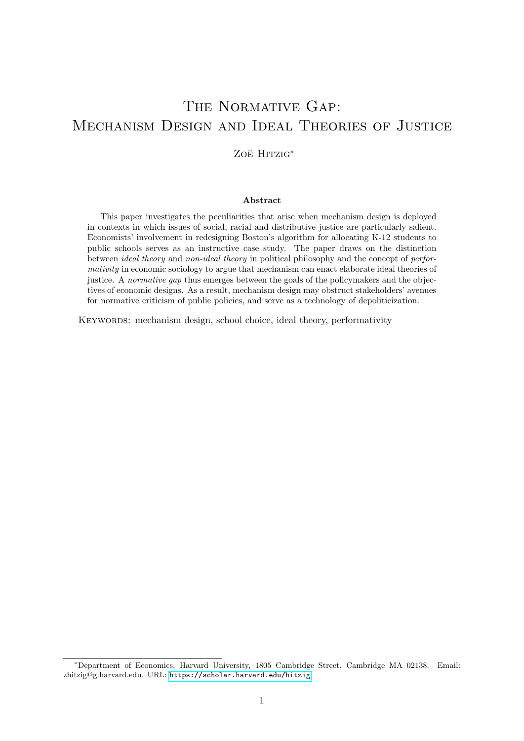# The Normative Gap: Mechanism Design and Ideal Theories of Justice

Zoë Hitzig*

### Abstract

This paper investigates the peculiarities that arise when mechanism design is deployed in contexts in which issues of social, racial and distributive justice are particularly salient. Economists' involvement in redesigning Boston's algorithm for allocating K-12 students to public schools serves as an instructive case study. The paper draws on the distinction between *ideal theory* and *non-ideal theory* in political philosophy and the concept of *performativity* in economic sociology to argue that mechanism can enact elaborate ideal theories of justice. A *normative gap* thus emerges between the goals of the policymakers and the objectives of economic designs. As a result, mechanism design may obstruct stakeholders' avenues for normative criticism of public policies, and serve as a technology of depoliticization.

Keywords: mechanism design, school choice, ideal theory, performativity

*Department of Economics, Harvard University, 1805 Cambridge Street, Cambridge MA 02138. Email: zhitzig@g.harvard.edu. URL: https://scholar.harvard.edu/hitzig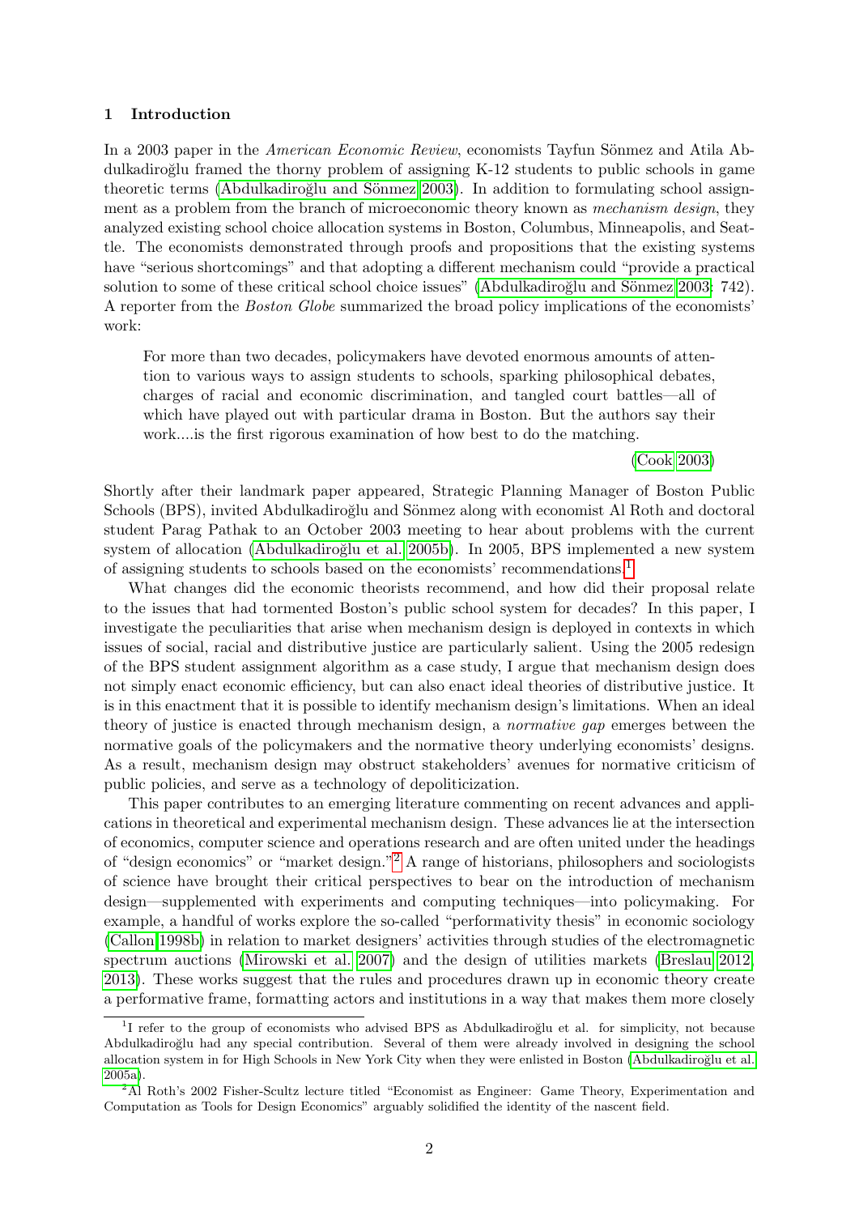## 1 Introduction

In a 2003 paper in the *American Economic Review*, economists Tayfun Sönmez and Atila Abdulkadiroğlu framed the thorny problem of assigning K-12 students to public schools in game theoretic terms (Abdulkadiroğlu and Sönmez 2003). In addition to formulating school assignment as a problem from the branch of microeconomic theory known as *mechanism design*, they analyzed existing school choice allocation systems in Boston, Columbus, Minneapolis, and Seattle. The economists demonstrated through proofs and propositions that the existing systems have "serious shortcomings" and that adopting a different mechanism could "provide a practical solution to some of these critical school choice issues" (Abdulkadiroğlu and Sönmez 2003: 742). A reporter from the *Boston Globe* summarized the broad policy implications of the economists' work:

> For more than two decades, policymakers have devoted enormous amounts of attention to various ways to assign students to schools, sparking philosophical debates, charges of racial and economic discrimination, and tangled court battles—all of which have played out with particular drama in Boston. But the authors say their work....is the first rigorous examination of how best to do the matching.
>
> (Cook 2003)

Shortly after their landmark paper appeared, Strategic Planning Manager of Boston Public Schools (BPS), invited Abdulkadiroğlu and Sönmez along with economist Al Roth and doctoral student Parag Pathak to an October 2003 meeting to hear about problems with the current system of allocation (Abdulkadiroğlu et al. 2005b). In 2005, BPS implemented a new system of assigning students to schools based on the economists' recommendations.[1]

What changes did the economic theorists recommend, and how did their proposal relate to the issues that had tormented Boston's public school system for decades? In this paper, I investigate the peculiarities that arise when mechanism design is deployed in contexts in which issues of social, racial and distributive justice are particularly salient. Using the 2005 redesign of the BPS student assignment algorithm as a case study, I argue that mechanism design does not simply enact economic efficiency, but can also enact ideal theories of distributive justice. It is in this enactment that it is possible to identify mechanism design's limitations. When an ideal theory of justice is enacted through mechanism design, a *normative gap* emerges between the normative goals of the policymakers and the normative theory underlying economists' designs. As a result, mechanism design may obstruct stakeholders' avenues for normative criticism of public policies, and serve as a technology of depoliticization.

This paper contributes to an emerging literature commenting on recent advances and applications in theoretical and experimental mechanism design. These advances lie at the intersection of economics, computer science and operations research and are often united under the headings of "design economics" or "market design."[2] A range of historians, philosophers and sociologists of science have brought their critical perspectives to bear on the introduction of mechanism design—supplemented with experiments and computing techniques—into policymaking. For example, a handful of works explore the so-called "performativity thesis" in economic sociology (Callon 1998b) in relation to market designers' activities through studies of the electromagnetic spectrum auctions (Mirowski et al. 2007) and the design of utilities markets (Breslau 2012, 2013). These works suggest that the rules and procedures drawn up in economic theory create a performative frame, formatting actors and institutions in a way that makes them more closely

---

[1] I refer to the group of economists who advised BPS as Abdulkadiroğlu et al. for simplicity, not because Abdulkadiroğlu had any special contribution. Several of them were already involved in designing the school allocation system in for High Schools in New York City when they were enlisted in Boston (Abdulkadiroğlu et al. 2005a).

[2] Al Roth's 2002 Fisher-Scultz lecture titled "Economist as Engineer: Game Theory, Experimentation and Computation as Tools for Design Economics" arguably solidified the identity of the nascent field.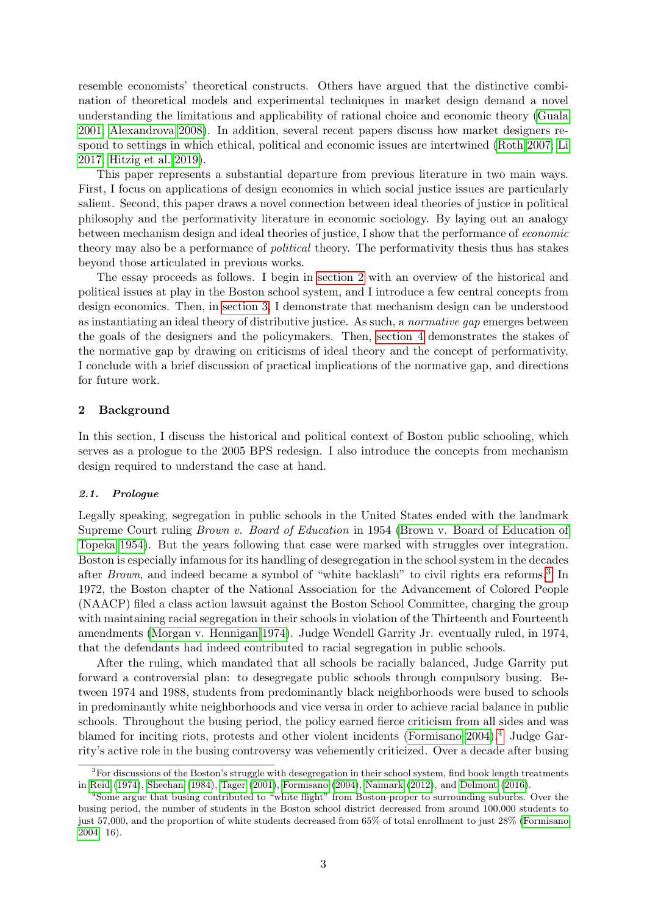resemble economists' theoretical constructs. Others have argued that the distinctive combination of theoretical models and experimental techniques in market design demand a novel understanding the limitations and applicability of rational choice and economic theory (Guala 2001; Alexandrova 2008). In addition, several recent papers discuss how market designers respond to settings in which ethical, political and economic issues are intertwined (Roth 2007; Li 2017; Hitzig et al. 2019).

This paper represents a substantial departure from previous literature in two main ways. First, I focus on applications of design economics in which social justice issues are particularly salient. Second, this paper draws a novel connection between ideal theories of justice in political philosophy and the performativity literature in economic sociology. By laying out an analogy between mechanism design and ideal theories of justice, I show that the performance of *economic* theory may also be a performance of *political* theory. The performativity thesis thus has stakes beyond those articulated in previous works.

The essay proceeds as follows. I begin in section 2 with an overview of the historical and political issues at play in the Boston school system, and I introduce a few central concepts from design economics. Then, in section 3, I demonstrate that mechanism design can be understood as instantiating an ideal theory of distributive justice. As such, a *normative gap* emerges between the goals of the designers and the policymakers. Then, section 4 demonstrates the stakes of the normative gap by drawing on criticisms of ideal theory and the concept of performativity. I conclude with a brief discussion of practical implications of the normative gap, and directions for future work.

## 2 Background

In this section, I discuss the historical and political context of Boston public schooling, which serves as a prologue to the 2005 BPS redesign. I also introduce the concepts from mechanism design required to understand the case at hand.

### 2.1. Prologue

Legally speaking, segregation in public schools in the United States ended with the landmark Supreme Court ruling *Brown v. Board of Education* in 1954 (Brown v. Board of Education of Topeka 1954). But the years following that case were marked with struggles over integration. Boston is especially infamous for its handling of desegregation in the school system in the decades after *Brown*, and indeed became a symbol of "white backlash" to civil rights era reforms.[3] In 1972, the Boston chapter of the National Association for the Advancement of Colored People (NAACP) filed a class action lawsuit against the Boston School Committee, charging the group with maintaining racial segregation in their schools in violation of the Thirteenth and Fourteenth amendments (Morgan v. Hennigan 1974). Judge Wendell Garrity Jr. eventually ruled, in 1974, that the defendants had indeed contributed to racial segregation in public schools.

After the ruling, which mandated that all schools be racially balanced, Judge Garrity put forward a controversial plan: to desegregate public schools through compulsory busing. Between 1974 and 1988, students from predominantly black neighborhoods were bused to schools in predominantly white neighborhoods and vice versa in order to achieve racial balance in public schools. Throughout the busing period, the policy earned fierce criticism from all sides and was blamed for inciting riots, protests and other violent incidents (Formisano 2004).[4] Judge Garrity's active role in the busing controversy was vehemently criticized. Over a decade after busing

[3] For discussions of the Boston's struggle with desegregation in their school system, find book length treatments in Reid (1974), Sheehan (1984), Tager (2001), Formisano (2004), Naimark (2012), and Delmont (2016).

[4] Some argue that busing contributed to "white flight" from Boston-proper to surrounding suburbs. Over the busing period, the number of students in the Boston school district decreased from around 100,000 students to just 57,000, and the proportion of white students decreased from 65% of total enrollment to just 28% (Formisano 2004, 16).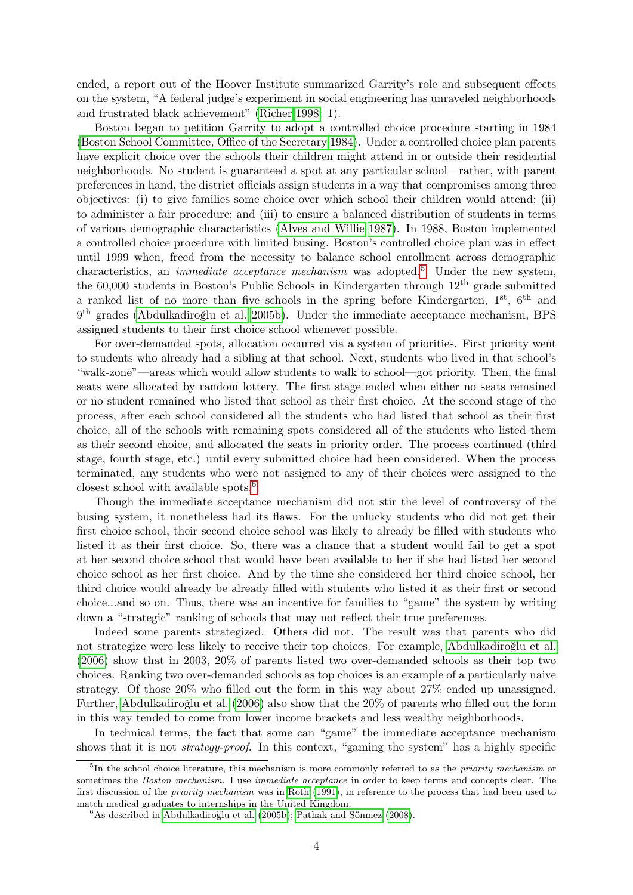ended, a report out of the Hoover Institute summarized Garrity's role and subsequent effects on the system, "A federal judge's experiment in social engineering has unraveled neighborhoods and frustrated black achievement" (Richer 1998, 1).

Boston began to petition Garrity to adopt a controlled choice procedure starting in 1984 (Boston School Committee, Office of the Secretary 1984). Under a controlled choice plan parents have explicit choice over the schools their children might attend in or outside their residential neighborhoods. No student is guaranteed a spot at any particular school—rather, with parent preferences in hand, the district officials assign students in a way that compromises among three objectives: (i) to give families some choice over which school their children would attend; (ii) to administer a fair procedure; and (iii) to ensure a balanced distribution of students in terms of various demographic characteristics (Alves and Willie 1987). In 1988, Boston implemented a controlled choice procedure with limited busing. Boston's controlled choice plan was in effect until 1999 when, freed from the necessity to balance school enrollment across demographic characteristics, an *immediate acceptance mechanism* was adopted.[5] Under the new system, the 60,000 students in Boston's Public Schools in Kindergarten through 12th grade submitted a ranked list of no more than five schools in the spring before Kindergarten, 1st, 6th and 9th grades (Abdulkadiroğlu et al. 2005b). Under the immediate acceptance mechanism, BPS assigned students to their first choice school whenever possible.

For over-demanded spots, allocation occurred via a system of priorities. First priority went to students who already had a sibling at that school. Next, students who lived in that school's "walk-zone"—areas which would allow students to walk to school—got priority. Then, the final seats were allocated by random lottery. The first stage ended when either no seats remained or no student remained who listed that school as their first choice. At the second stage of the process, after each school considered all the students who had listed that school as their first choice, all of the schools with remaining spots considered all of the students who listed them as their second choice, and allocated the seats in priority order. The process continued (third stage, fourth stage, etc.) until every submitted choice had been considered. When the process terminated, any students who were not assigned to any of their choices were assigned to the closest school with available spots.[6]

Though the immediate acceptance mechanism did not stir the level of controversy of the busing system, it nonetheless had its flaws. For the unlucky students who did not get their first choice school, their second choice school was likely to already be filled with students who listed it as their first choice. So, there was a chance that a student would fail to get a spot at her second choice school that would have been available to her if she had listed her second choice school as her first choice. And by the time she considered her third choice school, her third choice would already be already filled with students who listed it as their first or second choice...and so on. Thus, there was an incentive for families to "game" the system by writing down a "strategic" ranking of schools that may not reflect their true preferences.

Indeed some parents strategized. Others did not. The result was that parents who did not strategize were less likely to receive their top choices. For example, Abdulkadiroğlu et al. (2006) show that in 2003, 20% of parents listed two over-demanded schools as their top two choices. Ranking two over-demanded schools as top choices is an example of a particularly naive strategy. Of those 20% who filled out the form in this way about 27% ended up unassigned. Further, Abdulkadiroğlu et al. (2006) also show that the 20% of parents who filled out the form in this way tended to come from lower income brackets and less wealthy neighborhoods.

In technical terms, the fact that some can "game" the immediate acceptance mechanism shows that it is not *strategy-proof*. In this context, "gaming the system" has a highly specific

[5] In the school choice literature, this mechanism is more commonly referred to as the *priority mechanism* or sometimes the *Boston mechanism*. I use *immediate acceptance* in order to keep terms and concepts clear. The first discussion of the *priority mechanism* was in Roth (1991), in reference to the process that had been used to match medical graduates to internships in the United Kingdom.

[6] As described in Abdulkadiroğlu et al. (2005b); Pathak and Sönmez (2008).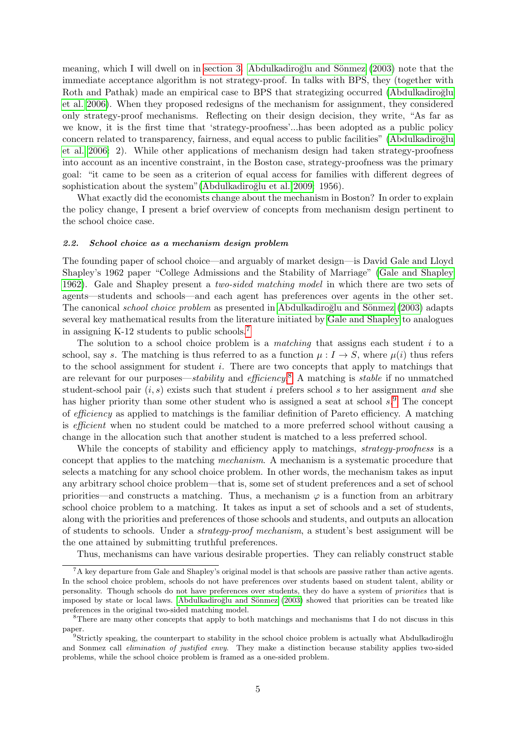meaning, which I will dwell on in section 3. Abdulkadiroğlu and Sönmez (2003) note that the immediate acceptance algorithm is not strategy-proof. In talks with BPS, they (together with Roth and Pathak) made an empirical case to BPS that strategizing occurred (Abdulkadiroğlu et al. 2006). When they proposed redesigns of the mechanism for assignment, they considered only strategy-proof mechanisms. Reflecting on their design decision, they write, "As far as we know, it is the first time that 'strategy-proofness'...has been adopted as a public policy concern related to transparency, fairness, and equal access to public facilities" (Abdulkadiroğlu et al. 2006: 2). While other applications of mechanism design had taken strategy-proofness into account as an incentive constraint, in the Boston case, strategy-proofness was the primary goal: "it came to be seen as a criterion of equal access for families with different degrees of sophistication about the system"(Abdulkadiroğlu et al. 2009: 1956).

What exactly did the economists change about the mechanism in Boston? In order to explain the policy change, I present a brief overview of concepts from mechanism design pertinent to the school choice case.

### *2.2. School choice as a mechanism design problem*

The founding paper of school choice—and arguably of market design—is David Gale and Lloyd Shapley's 1962 paper "College Admissions and the Stability of Marriage" (Gale and Shapley 1962). Gale and Shapley present a *two-sided matching model* in which there are two sets of agents—students and schools—and each agent has preferences over agents in the other set. The canonical *school choice problem* as presented in Abdulkadiroğlu and Sönmez (2003) adapts several key mathematical results from the literature initiated by Gale and Shapley to analogues in assigning K-12 students to public schools.[7]

The solution to a school choice problem is a *matching* that assigns each student $i$ to a school, say $s$. The matching is thus referred to as a function $\mu : I \rightarrow S$, where $\mu(i)$ thus refers to the school assignment for student $i$. There are two concepts that apply to matchings that are relevant for our purposes—*stability* and *efficiency*.[8] A matching is *stable* if no unmatched student-school pair $(i, s)$ exists such that student $i$ prefers school $s$ to her assignment *and* she has higher priority than some other student who is assigned a seat at school $s$.[9] The concept of *efficiency* as applied to matchings is the familiar definition of Pareto efficiency. A matching is *efficient* when no student could be matched to a more preferred school without causing a change in the allocation such that another student is matched to a less preferred school.

While the concepts of stability and efficiency apply to matchings, *strategy-proofness* is a concept that applies to the matching *mechanism*. A mechanism is a systematic procedure that selects a matching for any school choice problem. In other words, the mechanism takes as input any arbitrary school choice problem—that is, some set of student preferences and a set of school priorities—and constructs a matching. Thus, a mechanism $\varphi$ is a function from an arbitrary school choice problem to a matching. It takes as input a set of schools and a set of students, along with the priorities and preferences of those schools and students, and outputs an allocation of students to schools. Under a *strategy-proof mechanism*, a student's best assignment will be the one attained by submitting truthful preferences.

Thus, mechanisms can have various desirable properties. They can reliably construct stable

---

[7] A key departure from Gale and Shapley's original model is that schools are passive rather than active agents. In the school choice problem, schools do not have preferences over students based on student talent, ability or personality. Though schools do not have preferences over students, they do have a system of *priorities* that is imposed by state or local laws. Abdulkadiroğlu and Sönmez (2003) showed that priorities can be treated like preferences in the original two-sided matching model.

[8] There are many other concepts that apply to both matchings and mechanisms that I do not discuss in this paper.

[9] Strictly speaking, the counterpart to stability in the school choice problem is actually what Abdulkadiroğlu and Sonmez call *elimination of justified envy*. They make a distinction because stability applies two-sided problems, while the school choice problem is framed as a one-sided problem.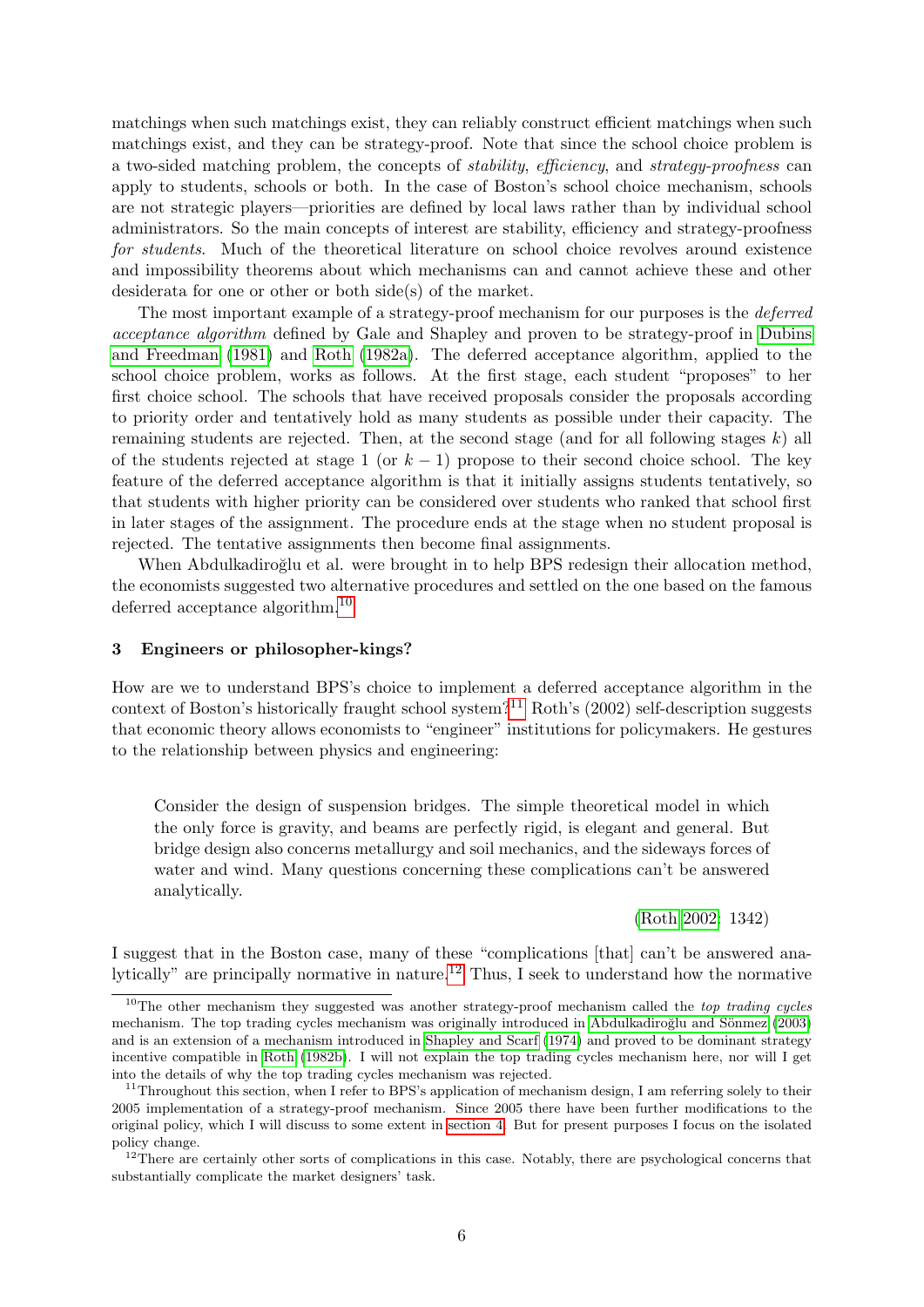matchings when such matchings exist, they can reliably construct efficient matchings when such matchings exist, and they can be strategy-proof. Note that since the school choice problem is a two-sided matching problem, the concepts of *stability*, *efficiency*, and *strategy-proofness* can apply to students, schools or both. In the case of Boston's school choice mechanism, schools are not strategic players—priorities are defined by local laws rather than by individual school administrators. So the main concepts of interest are stability, efficiency and strategy-proofness *for students*. Much of the theoretical literature on school choice revolves around existence and impossibility theorems about which mechanisms can and cannot achieve these and other desiderata for one or other or both side(s) of the market.

The most important example of a strategy-proof mechanism for our purposes is the *deferred acceptance algorithm* defined by Gale and Shapley and proven to be strategy-proof in Dubins and Freedman (1981) and Roth (1982a). The deferred acceptance algorithm, applied to the school choice problem, works as follows. At the first stage, each student "proposes" to her first choice school. The schools that have received proposals consider the proposals according to priority order and tentatively hold as many students as possible under their capacity. The remaining students are rejected. Then, at the second stage (and for all following stages $k$) all of the students rejected at stage 1 (or $k-1$) propose to their second choice school. The key feature of the deferred acceptance algorithm is that it initially assigns students tentatively, so that students with higher priority can be considered over students who ranked that school first in later stages of the assignment. The procedure ends at the stage when no student proposal is rejected. The tentative assignments then become final assignments.

When Abdulkadiroğlu et al. were brought in to help BPS redesign their allocation method, the economists suggested two alternative procedures and settled on the one based on the famous deferred acceptance algorithm.[10]

## 3 Engineers or philosopher-kings?

How are we to understand BPS's choice to implement a deferred acceptance algorithm in the context of Boston's historically fraught school system?[11] Roth's (2002) self-description suggests that economic theory allows economists to "engineer" institutions for policymakers. He gestures to the relationship between physics and engineering:

> Consider the design of suspension bridges. The simple theoretical model in which the only force is gravity, and beams are perfectly rigid, is elegant and general. But bridge design also concerns metallurgy and soil mechanics, and the sideways forces of water and wind. Many questions concerning these complications can't be answered analytically.
>
> (Roth 2002: 1342)

I suggest that in the Boston case, many of these "complications [that] can't be answered analytically" are principally normative in nature.[12] Thus, I seek to understand how the normative

---

[10] The other mechanism they suggested was another strategy-proof mechanism called the *top trading cycles* mechanism. The top trading cycles mechanism was originally introduced in Abdulkadiroğlu and Sönmez (2003) and is an extension of a mechanism introduced in Shapley and Scarf (1974) and proved to be dominant strategy incentive compatible in Roth (1982b). I will not explain the top trading cycles mechanism here, nor will I get into the details of why the top trading cycles mechanism was rejected.

[11] Throughout this section, when I refer to BPS's application of mechanism design, I am referring solely to their 2005 implementation of a strategy-proof mechanism. Since 2005 there have been further modifications to the original policy, which I will discuss to some extent in section 4. But for present purposes I focus on the isolated policy change.

[12] There are certainly other sorts of complications in this case. Notably, there are psychological concerns that substantially complicate the market designers' task.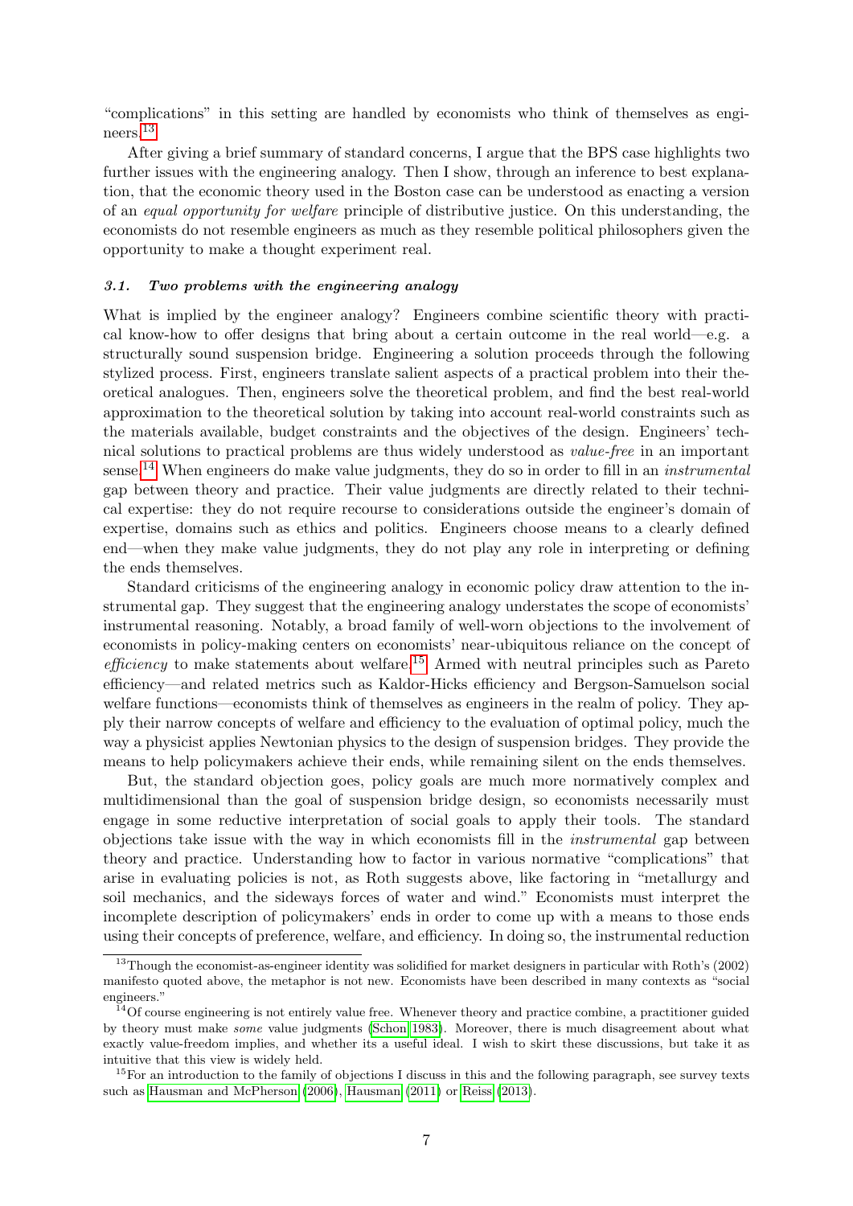"complications" in this setting are handled by economists who think of themselves as engineers.[13]

After giving a brief summary of standard concerns, I argue that the BPS case highlights two further issues with the engineering analogy. Then I show, through an inference to best explanation, that the economic theory used in the Boston case can be understood as enacting a version of an *equal opportunity for welfare* principle of distributive justice. On this understanding, the economists do not resemble engineers as much as they resemble political philosophers given the opportunity to make a thought experiment real.

### *3.1. Two problems with the engineering analogy*

What is implied by the engineer analogy? Engineers combine scientific theory with practical know-how to offer designs that bring about a certain outcome in the real world—e.g. a structurally sound suspension bridge. Engineering a solution proceeds through the following stylized process. First, engineers translate salient aspects of a practical problem into their theoretical analogues. Then, engineers solve the theoretical problem, and find the best real-world approximation to the theoretical solution by taking into account real-world constraints such as the materials available, budget constraints and the objectives of the design. Engineers' technical solutions to practical problems are thus widely understood as *value-free* in an important sense.[14] When engineers do make value judgments, they do so in order to fill in an *instrumental* gap between theory and practice. Their value judgments are directly related to their technical expertise: they do not require recourse to considerations outside the engineer's domain of expertise, domains such as ethics and politics. Engineers choose means to a clearly defined end—when they make value judgments, they do not play any role in interpreting or defining the ends themselves.

Standard criticisms of the engineering analogy in economic policy draw attention to the instrumental gap. They suggest that the engineering analogy understates the scope of economists' instrumental reasoning. Notably, a broad family of well-worn objections to the involvement of economists in policy-making centers on economists' near-ubiquitous reliance on the concept of *efficiency* to make statements about welfare.[15] Armed with neutral principles such as Pareto efficiency—and related metrics such as Kaldor-Hicks efficiency and Bergson-Samuelson social welfare functions—economists think of themselves as engineers in the realm of policy. They apply their narrow concepts of welfare and efficiency to the evaluation of optimal policy, much the way a physicist applies Newtonian physics to the design of suspension bridges. They provide the means to help policymakers achieve their ends, while remaining silent on the ends themselves.

But, the standard objection goes, policy goals are much more normatively complex and multidimensional than the goal of suspension bridge design, so economists necessarily must engage in some reductive interpretation of social goals to apply their tools. The standard objections take issue with the way in which economists fill in the *instrumental* gap between theory and practice. Understanding how to factor in various normative "complications" that arise in evaluating policies is not, as Roth suggests above, like factoring in "metallurgy and soil mechanics, and the sideways forces of water and wind." Economists must interpret the incomplete description of policymakers' ends in order to come up with a means to those ends using their concepts of preference, welfare, and efficiency. In doing so, the instrumental reduction

---

[13] Though the economist-as-engineer identity was solidified for market designers in particular with Roth's (2002) manifesto quoted above, the metaphor is not new. Economists have been described in many contexts as "social engineers."

[14] Of course engineering is not entirely value free. Whenever theory and practice combine, a practitioner guided by theory must make *some* value judgments (Schon 1983). Moreover, there is much disagreement about what exactly value-freedom implies, and whether its a useful ideal. I wish to skirt these discussions, but take it as intuitive that this view is widely held.

[15] For an introduction to the family of objections I discuss in this and the following paragraph, see survey texts such as Hausman and McPherson (2006), Hausman (2011) or Reiss (2013).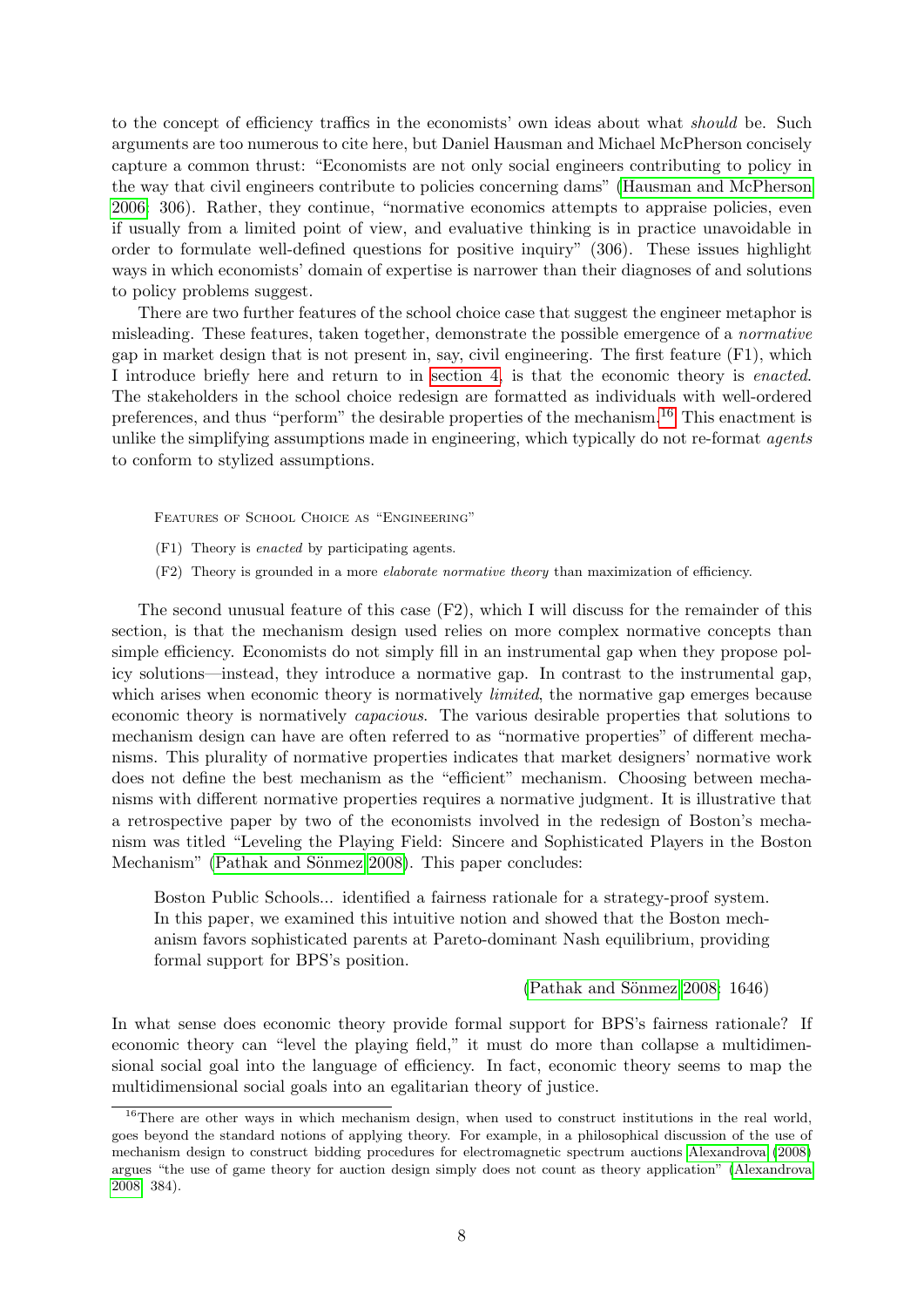to the concept of efficiency traffics in the economists' own ideas about what *should* be. Such arguments are too numerous to cite here, but Daniel Hausman and Michael McPherson concisely capture a common thrust: "Economists are not only social engineers contributing to policy in the way that civil engineers contribute to policies concerning dams" (Hausman and McPherson 2006: 306). Rather, they continue, "normative economics attempts to appraise policies, even if usually from a limited point of view, and evaluative thinking is in practice unavoidable in order to formulate well-defined questions for positive inquiry" (306). These issues highlight ways in which economists' domain of expertise is narrower than their diagnoses of and solutions to policy problems suggest.

There are two further features of the school choice case that suggest the engineer metaphor is misleading. These features, taken together, demonstrate the possible emergence of a *normative* gap in market design that is not present in, say, civil engineering. The first feature (F1), which I introduce briefly here and return to in section 4, is that the economic theory is *enacted*. The stakeholders in the school choice redesign are formatted as individuals with well-ordered preferences, and thus "perform" the desirable properties of the mechanism.[16] This enactment is unlike the simplifying assumptions made in engineering, which typically do not re-format *agents* to conform to stylized assumptions.

Features of School Choice as "Engineering"

- (F1) Theory is *enacted* by participating agents.
- (F2) Theory is grounded in a more *elaborate normative theory* than maximization of efficiency.

The second unusual feature of this case (F2), which I will discuss for the remainder of this section, is that the mechanism design used relies on more complex normative concepts than simple efficiency. Economists do not simply fill in an instrumental gap when they propose policy solutions—instead, they introduce a normative gap. In contrast to the instrumental gap, which arises when economic theory is normatively *limited*, the normative gap emerges because economic theory is normatively *capacious*. The various desirable properties that solutions to mechanism design can have are often referred to as "normative properties" of different mechanisms. This plurality of normative properties indicates that market designers' normative work does not define the best mechanism as the "efficient" mechanism. Choosing between mechanisms with different normative properties requires a normative judgment. It is illustrative that a retrospective paper by two of the economists involved in the redesign of Boston's mechanism was titled "Leveling the Playing Field: Sincere and Sophisticated Players in the Boston Mechanism" (Pathak and Sönmez 2008). This paper concludes:

> Boston Public Schools... identified a fairness rationale for a strategy-proof system. In this paper, we examined this intuitive notion and showed that the Boston mechanism favors sophisticated parents at Pareto-dominant Nash equilibrium, providing formal support for BPS's position.
>
> (Pathak and Sönmez 2008: 1646)

In what sense does economic theory provide formal support for BPS's fairness rationale? If economic theory can "level the playing field," it must do more than collapse a multidimensional social goal into the language of efficiency. In fact, economic theory seems to map the multidimensional social goals into an egalitarian theory of justice.

[16] There are other ways in which mechanism design, when used to construct institutions in the real world, goes beyond the standard notions of applying theory. For example, in a philosophical discussion of the use of mechanism design to construct bidding procedures for electromagnetic spectrum auctions Alexandrova (2008) argues "the use of game theory for auction design simply does not count as theory application" (Alexandrova 2008: 384).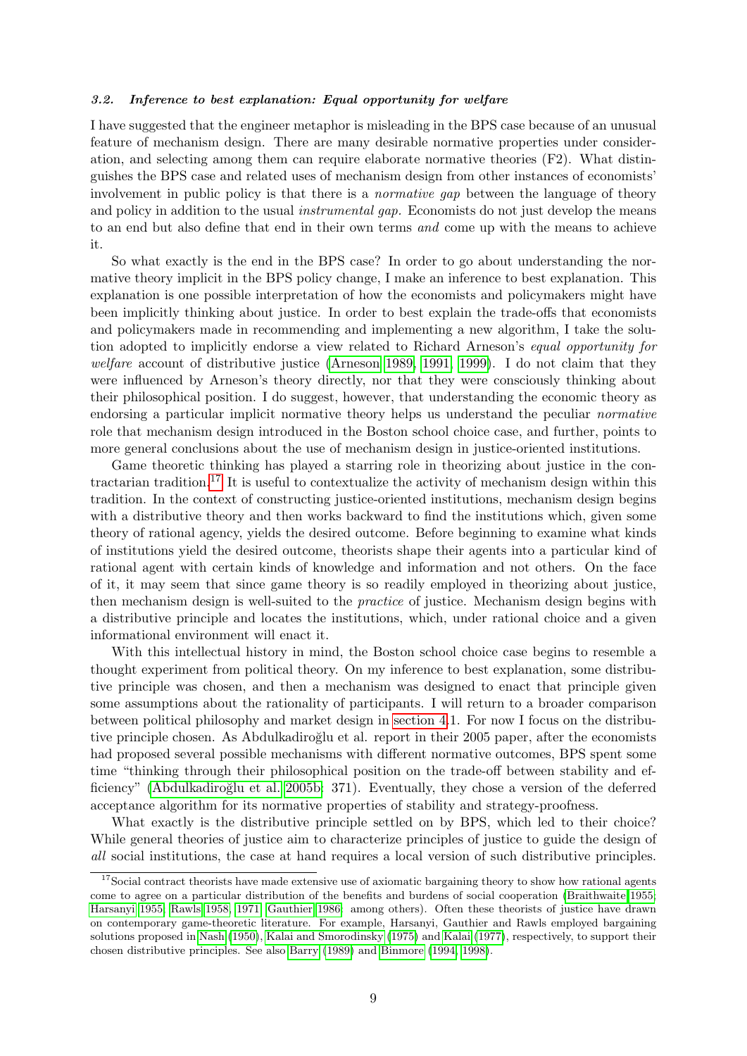### 3.2. Inference to best explanation: Equal opportunity for welfare

I have suggested that the engineer metaphor is misleading in the BPS case because of an unusual feature of mechanism design. There are many desirable normative properties under consideration, and selecting among them can require elaborate normative theories (F2). What distinguishes the BPS case and related uses of mechanism design from other instances of economists' involvement in public policy is that there is a *normative gap* between the language of theory and policy in addition to the usual *instrumental gap*. Economists do not just develop the means to an end but also define that end in their own terms *and* come up with the means to achieve it.

So what exactly is the end in the BPS case? In order to go about understanding the normative theory implicit in the BPS policy change, I make an inference to best explanation. This explanation is one possible interpretation of how the economists and policymakers might have been implicitly thinking about justice. In order to best explain the trade-offs that economists and policymakers made in recommending and implementing a new algorithm, I take the solution adopted to implicitly endorse a view related to Richard Arneson's *equal opportunity for welfare* account of distributive justice (Arneson 1989, 1991, 1999). I do not claim that they were influenced by Arneson's theory directly, nor that they were consciously thinking about their philosophical position. I do suggest, however, that understanding the economic theory as endorsing a particular implicit normative theory helps us understand the peculiar *normative* role that mechanism design introduced in the Boston school choice case, and further, points to more general conclusions about the use of mechanism design in justice-oriented institutions.

Game theoretic thinking has played a starring role in theorizing about justice in the contractarian tradition.[17] It is useful to contextualize the activity of mechanism design within this tradition. In the context of constructing justice-oriented institutions, mechanism design begins with a distributive theory and then works backward to find the institutions which, given some theory of rational agency, yields the desired outcome. Before beginning to examine what kinds of institutions yield the desired outcome, theorists shape their agents into a particular kind of rational agent with certain kinds of knowledge and information and not others. On the face of it, it may seem that since game theory is so readily employed in theorizing about justice, then mechanism design is well-suited to the *practice* of justice. Mechanism design begins with a distributive principle and locates the institutions, which, under rational choice and a given informational environment will enact it.

With this intellectual history in mind, the Boston school choice case begins to resemble a thought experiment from political theory. On my inference to best explanation, some distributive principle was chosen, and then a mechanism was designed to enact that principle given some assumptions about the rationality of participants. I will return to a broader comparison between political philosophy and market design in section 4.1. For now I focus on the distributive principle chosen. As Abdulkadiroğlu et al. report in their 2005 paper, after the economists had proposed several possible mechanisms with different normative outcomes, BPS spent some time "thinking through their philosophical position on the trade-off between stability and efficiency" (Abdulkadiroğlu et al. 2005b: 371). Eventually, they chose a version of the deferred acceptance algorithm for its normative properties of stability and strategy-proofness.

What exactly is the distributive principle settled on by BPS, which led to their choice? While general theories of justice aim to characterize principles of justice to guide the design of *all* social institutions, the case at hand requires a local version of such distributive principles.

[17] Social contract theorists have made extensive use of axiomatic bargaining theory to show how rational agents come to agree on a particular distribution of the benefits and burdens of social cooperation (Braithwaite 1955; Harsanyi 1955; Rawls 1958, 1971; Gauthier 1986; among others). Often these theorists of justice have drawn on contemporary game-theoretic literature. For example, Harsanyi, Gauthier and Rawls employed bargaining solutions proposed in Nash (1950), Kalai and Smorodinsky (1975) and Kalai (1977), respectively, to support their chosen distributive principles. See also Barry (1989) and Binmore (1994, 1998).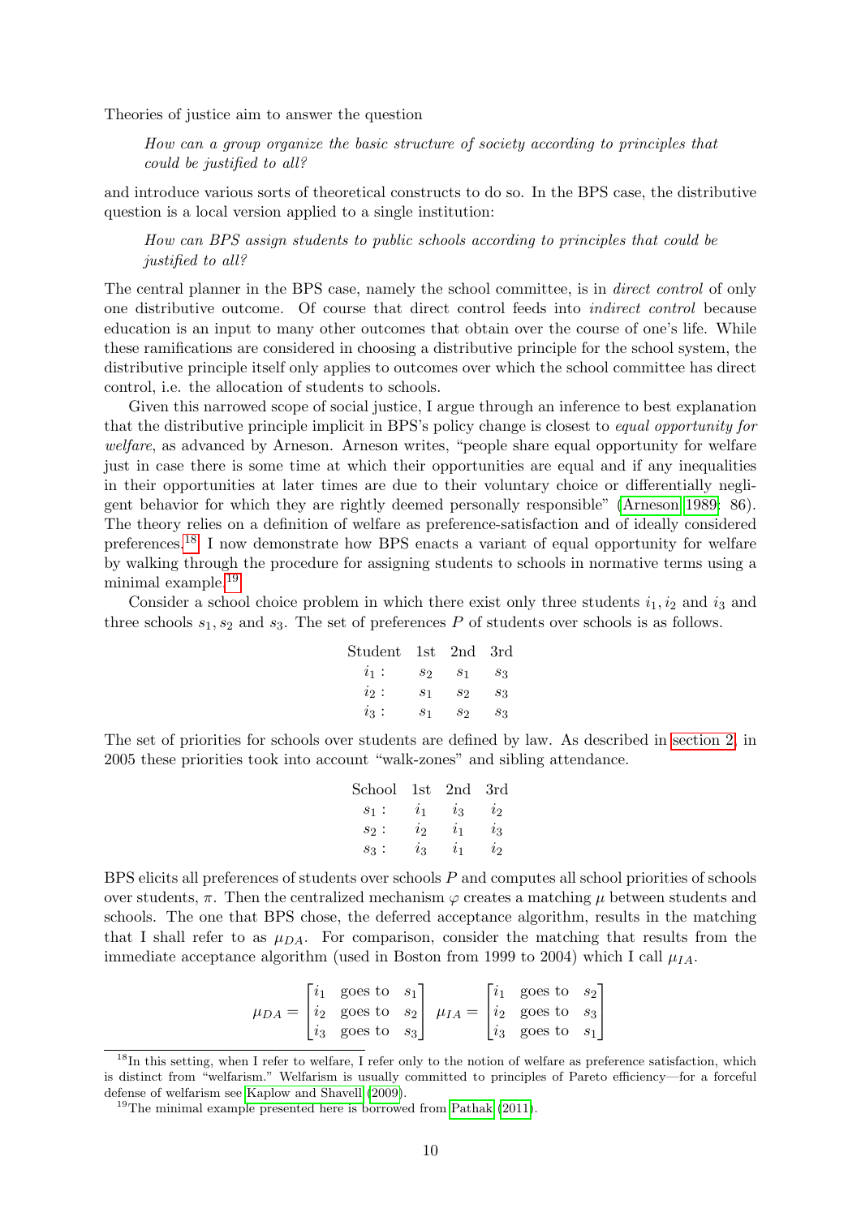Theories of justice aim to answer the question

> *How can a group organize the basic structure of society according to principles that could be justified to all?*

and introduce various sorts of theoretical constructs to do so. In the BPS case, the distributive question is a local version applied to a single institution:

> *How can BPS assign students to public schools according to principles that could be justified to all?*

The central planner in the BPS case, namely the school committee, is in *direct control* of only one distributive outcome. Of course that direct control feeds into *indirect control* because education is an input to many other outcomes that obtain over the course of one's life. While these ramifications are considered in choosing a distributive principle for the school system, the distributive principle itself only applies to outcomes over which the school committee has direct control, i.e. the allocation of students to schools.

Given this narrowed scope of social justice, I argue through an inference to best explanation that the distributive principle implicit in BPS's policy change is closest to *equal opportunity for welfare*, as advanced by Arneson. Arneson writes, "people share equal opportunity for welfare just in case there is some time at which their opportunities are equal and if any inequalities in their opportunities at later times are due to their voluntary choice or differentially negligent behavior for which they are rightly deemed personally responsible" (Arneson 1989: 86). The theory relies on a definition of welfare as preference-satisfaction and of ideally considered preferences.[18] I now demonstrate how BPS enacts a variant of equal opportunity for welfare by walking through the procedure for assigning students to schools in normative terms using a minimal example.[19]

Consider a school choice problem in which there exist only three students $i_1, i_2$ and $i_3$ and three schools $s_1, s_2$ and $s_3$. The set of preferences $P$ of students over schools is as follows.

| Student | 1st | 2nd | 3rd |
|---|---|---|---|
| $i_1$ : | $s_2$ | $s_1$ | $s_3$ |
| $i_2$ : | $s_1$ | $s_2$ | $s_3$ |
| $i_3$ : | $s_1$ | $s_2$ | $s_3$ |

The set of priorities for schools over students are defined by law. As described in section 2, in 2005 these priorities took into account "walk-zones" and sibling attendance.

| School | 1st | 2nd | 3rd |
|---|---|---|---|
| $s_1$ : | $i_1$ | $i_3$ | $i_2$ |
| $s_2$ : | $i_2$ | $i_1$ | $i_3$ |
| $s_3$ : | $i_3$ | $i_1$ | $i_2$ |

BPS elicits all preferences of students over schools $P$ and computes all school priorities of schools over students, $\pi$. Then the centralized mechanism $\varphi$ creates a matching $\mu$ between students and schools. The one that BPS chose, the deferred acceptance algorithm, results in the matching that I shall refer to as $\mu_{DA}$. For comparison, consider the matching that results from the immediate acceptance algorithm (used in Boston from 1999 to 2004) which I call $\mu_{IA}$.

$$\mu_{DA} = \begin{bmatrix} i_1 & \text{goes to} & s_1 \\ i_2 & \text{goes to} & s_2 \\ i_3 & \text{goes to} & s_3 \end{bmatrix} \quad \mu_{IA} = \begin{bmatrix} i_1 & \text{goes to} & s_2 \\ i_2 & \text{goes to} & s_3 \\ i_3 & \text{goes to} & s_1 \end{bmatrix}$$

[18] In this setting, when I refer to welfare, I refer only to the notion of welfare as preference satisfaction, which is distinct from "welfarism." Welfarism is usually committed to principles of Pareto efficiency—for a forceful defense of welfarism see Kaplow and Shavell (2009).

[19] The minimal example presented here is borrowed from Pathak (2011).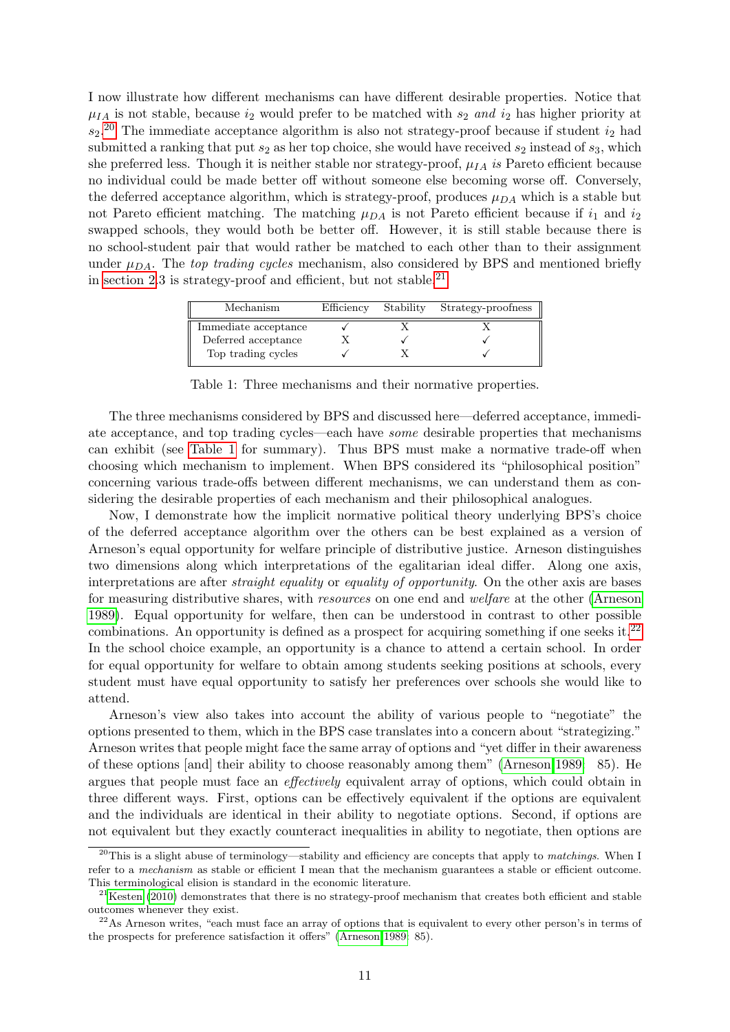I now illustrate how different mechanisms can have different desirable properties. Notice that $\mu_{IA}$ is not stable, because $i_2$ would prefer to be matched with $s_2$ *and* $i_2$ has higher priority at $s_2$.[20] The immediate acceptance algorithm is also not strategy-proof because if student $i_2$ had submitted a ranking that put $s_2$ as her top choice, she would have received $s_2$ instead of $s_3$, which she preferred less. Though it is neither stable nor strategy-proof, $\mu_{IA}$ *is* Pareto efficient because no individual could be made better off without someone else becoming worse off. Conversely, the deferred acceptance algorithm, which is strategy-proof, produces $\mu_{DA}$ which is a stable but not Pareto efficient matching. The matching $\mu_{DA}$ is not Pareto efficient because if $i_1$ and $i_2$ swapped schools, they would both be better off. However, it is still stable because there is no school-student pair that would rather be matched to each other than to their assignment under $\mu_{DA}$. The *top trading cycles* mechanism, also considered by BPS and mentioned briefly in section 2.3 is strategy-proof and efficient, but not stable.[21]

| Mechanism | Efficiency | Stability | Strategy-proofness |
|---|---|---|---|
| Immediate acceptance | ✓ | X | X |
| Deferred acceptance | X | ✓ | ✓ |
| Top trading cycles | ✓ | X | ✓ |

Table 1: Three mechanisms and their normative properties.

The three mechanisms considered by BPS and discussed here—deferred acceptance, immediate acceptance, and top trading cycles—each have *some* desirable properties that mechanisms can exhibit (see Table 1 for summary). Thus BPS must make a normative trade-off when choosing which mechanism to implement. When BPS considered its "philosophical position" concerning various trade-offs between different mechanisms, we can understand them as considering the desirable properties of each mechanism and their philosophical analogues.

Now, I demonstrate how the implicit normative political theory underlying BPS's choice of the deferred acceptance algorithm over the others can be best explained as a version of Arneson's equal opportunity for welfare principle of distributive justice. Arneson distinguishes two dimensions along which interpretations of the egalitarian ideal differ. Along one axis, interpretations are after *straight equality* or *equality of opportunity*. On the other axis are bases for measuring distributive shares, with *resources* on one end and *welfare* at the other (Arneson 1989). Equal opportunity for welfare, then can be understood in contrast to other possible combinations. An opportunity is defined as a prospect for acquiring something if one seeks it.[22] In the school choice example, an opportunity is a chance to attend a certain school. In order for equal opportunity for welfare to obtain among students seeking positions at schools, every student must have equal opportunity to satisfy her preferences over schools she would like to attend.

Arneson's view also takes into account the ability of various people to "negotiate" the options presented to them, which in the BPS case translates into a concern about "strategizing." Arneson writes that people might face the same array of options and "yet differ in their awareness of these options [and] their ability to choose reasonably among them" (Arneson 1989, 85). He argues that people must face an *effectively* equivalent array of options, which could obtain in three different ways. First, options can be effectively equivalent if the options are equivalent and the individuals are identical in their ability to negotiate options. Second, if options are not equivalent but they exactly counteract inequalities in ability to negotiate, then options are

[20] This is a slight abuse of terminology—stability and efficiency are concepts that apply to *matchings*. When I refer to a *mechanism* as stable or efficient I mean that the mechanism guarantees a stable or efficient outcome. This terminological elision is standard in the economic literature.

[21] Kesten (2010) demonstrates that there is no strategy-proof mechanism that creates both efficient and stable outcomes whenever they exist.

[22] As Arneson writes, "each must face an array of options that is equivalent to every other person's in terms of the prospects for preference satisfaction it offers" (Arneson 1989, 85).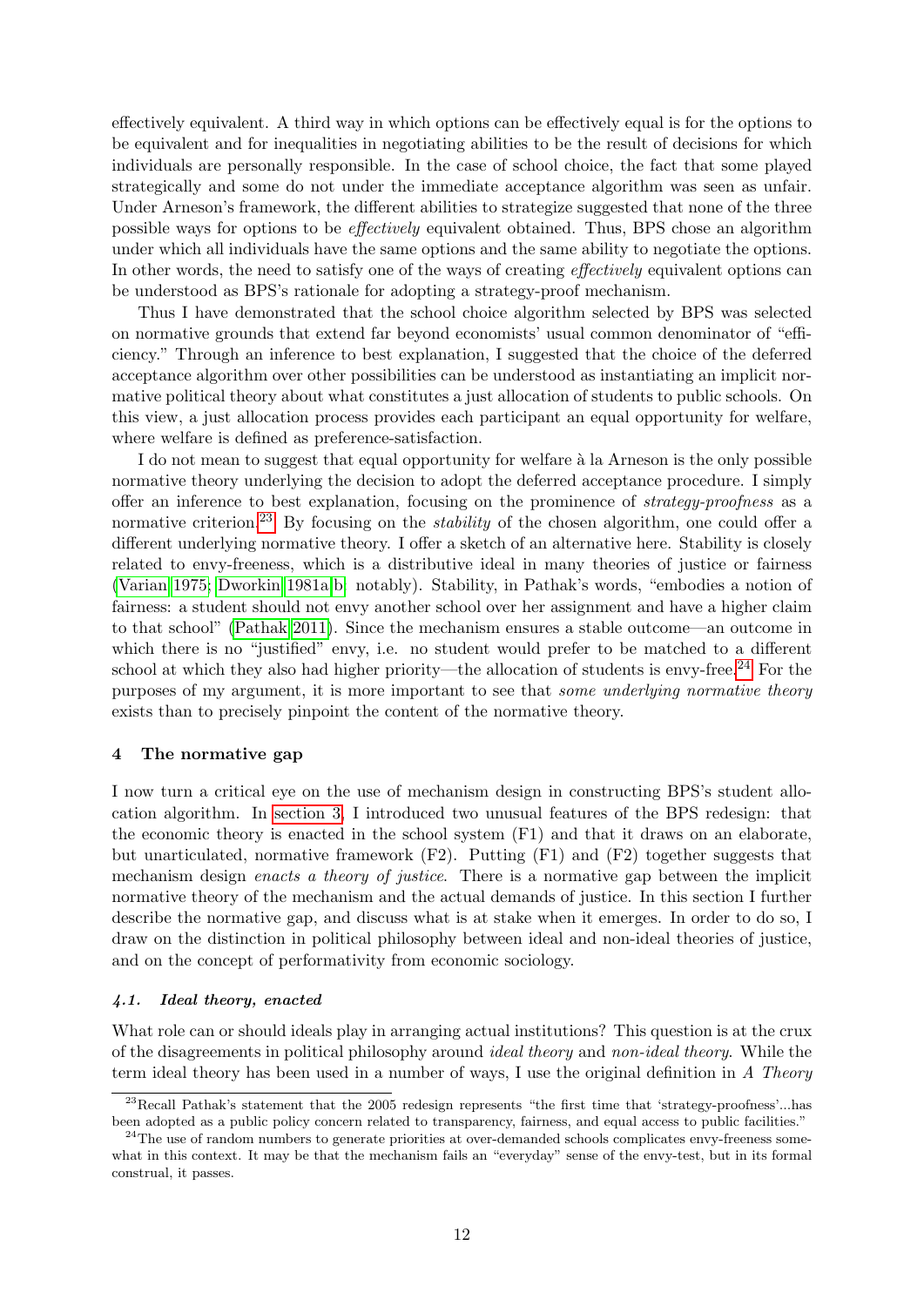effectively equivalent. A third way in which options can be effectively equal is for the options to be equivalent and for inequalities in negotiating abilities to be the result of decisions for which individuals are personally responsible. In the case of school choice, the fact that some played strategically and some do not under the immediate acceptance algorithm was seen as unfair. Under Arneson's framework, the different abilities to strategize suggested that none of the three possible ways for options to be *effectively* equivalent obtained. Thus, BPS chose an algorithm under which all individuals have the same options and the same ability to negotiate the options. In other words, the need to satisfy one of the ways of creating *effectively* equivalent options can be understood as BPS's rationale for adopting a strategy-proof mechanism.

Thus I have demonstrated that the school choice algorithm selected by BPS was selected on normative grounds that extend far beyond economists' usual common denominator of "efficiency." Through an inference to best explanation, I suggested that the choice of the deferred acceptance algorithm over other possibilities can be understood as instantiating an implicit normative political theory about what constitutes a just allocation of students to public schools. On this view, a just allocation process provides each participant an equal opportunity for welfare, where welfare is defined as preference-satisfaction.

I do not mean to suggest that equal opportunity for welfare à la Arneson is the only possible normative theory underlying the decision to adopt the deferred acceptance procedure. I simply offer an inference to best explanation, focusing on the prominence of *strategy-proofness* as a normative criterion.[23] By focusing on the *stability* of the chosen algorithm, one could offer a different underlying normative theory. I offer a sketch of an alternative here. Stability is closely related to envy-freeness, which is a distributive ideal in many theories of justice or fairness (Varian 1975; Dworkin 1981a,b, notably). Stability, in Pathak's words, "embodies a notion of fairness: a student should not envy another school over her assignment and have a higher claim to that school" (Pathak 2011). Since the mechanism ensures a stable outcome—an outcome in which there is no "justified" envy, i.e. no student would prefer to be matched to a different school at which they also had higher priority—the allocation of students is envy-free.[24] For the purposes of my argument, it is more important to see that *some underlying normative theory* exists than to precisely pinpoint the content of the normative theory.

## 4 The normative gap

I now turn a critical eye on the use of mechanism design in constructing BPS's student allocation algorithm. In section 3, I introduced two unusual features of the BPS redesign: that the economic theory is enacted in the school system (F1) and that it draws on an elaborate, but unarticulated, normative framework (F2). Putting (F1) and (F2) together suggests that mechanism design *enacts a theory of justice*. There is a normative gap between the implicit normative theory of the mechanism and the actual demands of justice. In this section I further describe the normative gap, and discuss what is at stake when it emerges. In order to do so, I draw on the distinction in political philosophy between ideal and non-ideal theories of justice, and on the concept of performativity from economic sociology.

### *4.1. Ideal theory, enacted*

What role can or should ideals play in arranging actual institutions? This question is at the crux of the disagreements in political philosophy around *ideal theory* and *non-ideal theory*. While the term ideal theory has been used in a number of ways, I use the original definition in *A Theory*

---

[23] Recall Pathak's statement that the 2005 redesign represents "the first time that 'strategy-proofness'...has been adopted as a public policy concern related to transparency, fairness, and equal access to public facilities."

[24] The use of random numbers to generate priorities at over-demanded schools complicates envy-freeness somewhat in this context. It may be that the mechanism fails an "everyday" sense of the envy-test, but in its formal construal, it passes.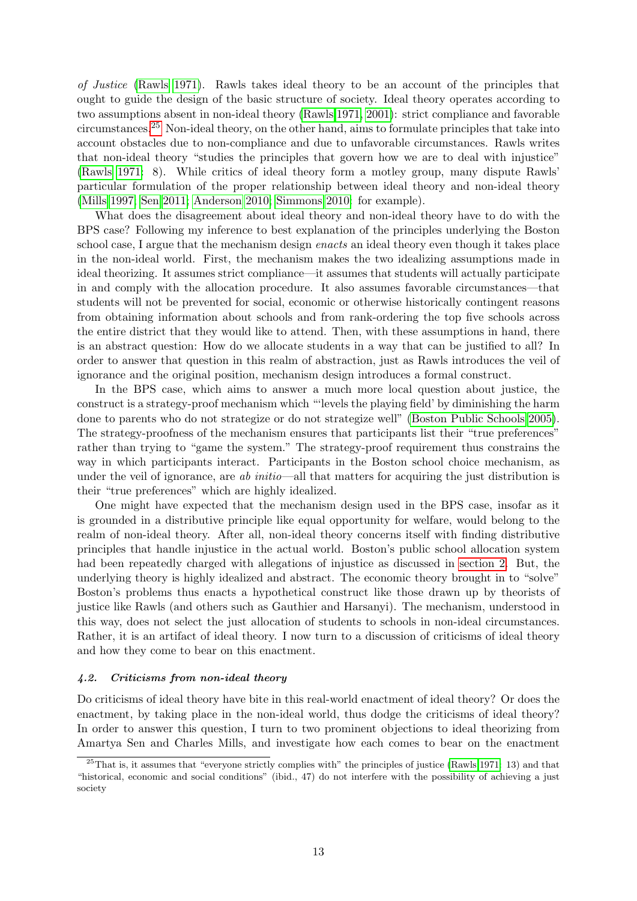*of Justice* (Rawls 1971). Rawls takes ideal theory to be an account of the principles that ought to guide the design of the basic structure of society. Ideal theory operates according to two assumptions absent in non-ideal theory (Rawls 1971, 2001): strict compliance and favorable circumstances.[25] Non-ideal theory, on the other hand, aims to formulate principles that take into account obstacles due to non-compliance and due to unfavorable circumstances. Rawls writes that non-ideal theory "studies the principles that govern how we are to deal with injustice" (Rawls 1971: 8). While critics of ideal theory form a motley group, many dispute Rawls' particular formulation of the proper relationship between ideal theory and non-ideal theory (Mills 1997; Sen 2011; Anderson 2010; Simmons 2010, for example).

What does the disagreement about ideal theory and non-ideal theory have to do with the BPS case? Following my inference to best explanation of the principles underlying the Boston school case, I argue that the mechanism design *enacts* an ideal theory even though it takes place in the non-ideal world. First, the mechanism makes the two idealizing assumptions made in ideal theorizing. It assumes strict compliance—it assumes that students will actually participate in and comply with the allocation procedure. It also assumes favorable circumstances—that students will not be prevented for social, economic or otherwise historically contingent reasons from obtaining information about schools and from rank-ordering the top five schools across the entire district that they would like to attend. Then, with these assumptions in hand, there is an abstract question: How do we allocate students in a way that can be justified to all? In order to answer that question in this realm of abstraction, just as Rawls introduces the veil of ignorance and the original position, mechanism design introduces a formal construct.

In the BPS case, which aims to answer a much more local question about justice, the construct is a strategy-proof mechanism which "'levels the playing field' by diminishing the harm done to parents who do not strategize or do not strategize well" (Boston Public Schools 2005). The strategy-proofness of the mechanism ensures that participants list their "true preferences" rather than trying to "game the system." The strategy-proof requirement thus constrains the way in which participants interact. Participants in the Boston school choice mechanism, as under the veil of ignorance, are *ab initio*—all that matters for acquiring the just distribution is their "true preferences" which are highly idealized.

One might have expected that the mechanism design used in the BPS case, insofar as it is grounded in a distributive principle like equal opportunity for welfare, would belong to the realm of non-ideal theory. After all, non-ideal theory concerns itself with finding distributive principles that handle injustice in the actual world. Boston's public school allocation system had been repeatedly charged with allegations of injustice as discussed in section 2. But, the underlying theory is highly idealized and abstract. The economic theory brought in to "solve" Boston's problems thus enacts a hypothetical construct like those drawn up by theorists of justice like Rawls (and others such as Gauthier and Harsanyi). The mechanism, understood in this way, does not select the just allocation of students to schools in non-ideal circumstances. Rather, it is an artifact of ideal theory. I now turn to a discussion of criticisms of ideal theory and how they come to bear on this enactment.

#### *4.2. Criticisms from non-ideal theory*

Do criticisms of ideal theory have bite in this real-world enactment of ideal theory? Or does the enactment, by taking place in the non-ideal world, thus dodge the criticisms of ideal theory? In order to answer this question, I turn to two prominent objections to ideal theorizing from Amartya Sen and Charles Mills, and investigate how each comes to bear on the enactment

[25] That is, it assumes that "everyone strictly complies with" the principles of justice (Rawls 1971: 13) and that "historical, economic and social conditions" (ibid., 47) do not interfere with the possibility of achieving a just society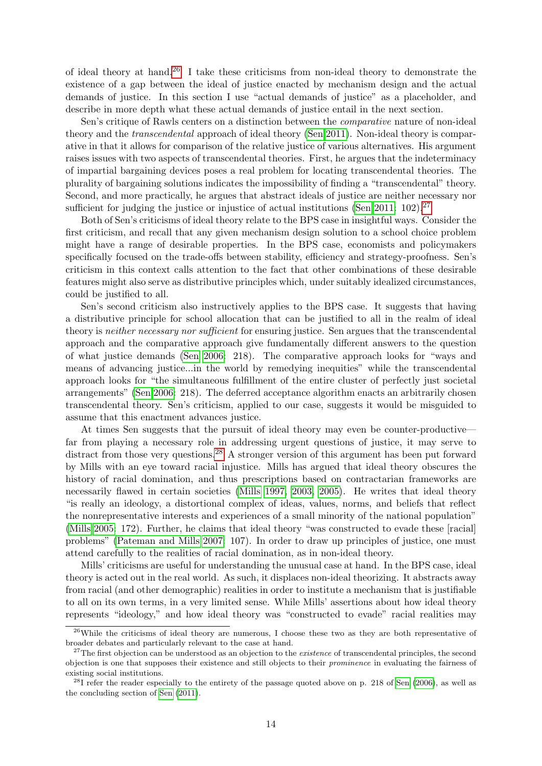of ideal theory at hand.[26] I take these criticisms from non-ideal theory to demonstrate the existence of a gap between the ideal of justice enacted by mechanism design and the actual demands of justice. In this section I use "actual demands of justice" as a placeholder, and describe in more depth what these actual demands of justice entail in the next section.

Sen's critique of Rawls centers on a distinction between the *comparative* nature of non-ideal theory and the *transcendental* approach of ideal theory (Sen 2011). Non-ideal theory is comparative in that it allows for comparison of the relative justice of various alternatives. His argument raises issues with two aspects of transcendental theories. First, he argues that the indeterminacy of impartial bargaining devices poses a real problem for locating transcendental theories. The plurality of bargaining solutions indicates the impossibility of finding a "transcendental" theory. Second, and more practically, he argues that abstract ideals of justice are neither necessary nor sufficient for judging the justice or injustice of actual institutions (Sen 2011: 102).[27]

Both of Sen's criticisms of ideal theory relate to the BPS case in insightful ways. Consider the first criticism, and recall that any given mechanism design solution to a school choice problem might have a range of desirable properties. In the BPS case, economists and policymakers specifically focused on the trade-offs between stability, efficiency and strategy-proofness. Sen's criticism in this context calls attention to the fact that other combinations of these desirable features might also serve as distributive principles which, under suitably idealized circumstances, could be justified to all.

Sen's second criticism also instructively applies to the BPS case. It suggests that having a distributive principle for school allocation that can be justified to all in the realm of ideal theory is *neither necessary nor sufficient* for ensuring justice. Sen argues that the transcendental approach and the comparative approach give fundamentally different answers to the question of what justice demands (Sen 2006: 218). The comparative approach looks for "ways and means of advancing justice...in the world by remedying inequities" while the transcendental approach looks for "the simultaneous fulfillment of the entire cluster of perfectly just societal arrangements" (Sen 2006: 218). The deferred acceptance algorithm enacts an arbitrarily chosen transcendental theory. Sen's criticism, applied to our case, suggests it would be misguided to assume that this enactment advances justice.

At times Sen suggests that the pursuit of ideal theory may even be counter-productive—far from playing a necessary role in addressing urgent questions of justice, it may serve to distract from those very questions.[28] A stronger version of this argument has been put forward by Mills with an eye toward racial injustice. Mills has argued that ideal theory obscures the history of racial domination, and thus prescriptions based on contractarian frameworks are necessarily flawed in certain societies (Mills 1997, 2003, 2005). He writes that ideal theory "is really an ideology, a distortional complex of ideas, values, norms, and beliefs that reflect the nonrepresentative interests and experiences of a small minority of the national population" (Mills 2005: 172). Further, he claims that ideal theory "was constructed to evade these [racial] problems" (Pateman and Mills 2007: 107). In order to draw up principles of justice, one must attend carefully to the realities of racial domination, as in non-ideal theory.

Mills' criticisms are useful for understanding the unusual case at hand. In the BPS case, ideal theory is acted out in the real world. As such, it displaces non-ideal theorizing. It abstracts away from racial (and other demographic) realities in order to institute a mechanism that is justifiable to all on its own terms, in a very limited sense. While Mills' assertions about how ideal theory represents "ideology," and how ideal theory was "constructed to evade" racial realities may

[26] While the criticisms of ideal theory are numerous, I choose these two as they are both representative of broader debates and particularly relevant to the case at hand.

[27] The first objection can be understood as an objection to the *existence* of transcendental principles, the second objection is one that supposes their existence and still objects to their *prominence* in evaluating the fairness of existing social institutions.

[28] I refer the reader especially to the entirety of the passage quoted above on p. 218 of Sen (2006), as well as the concluding section of Sen (2011).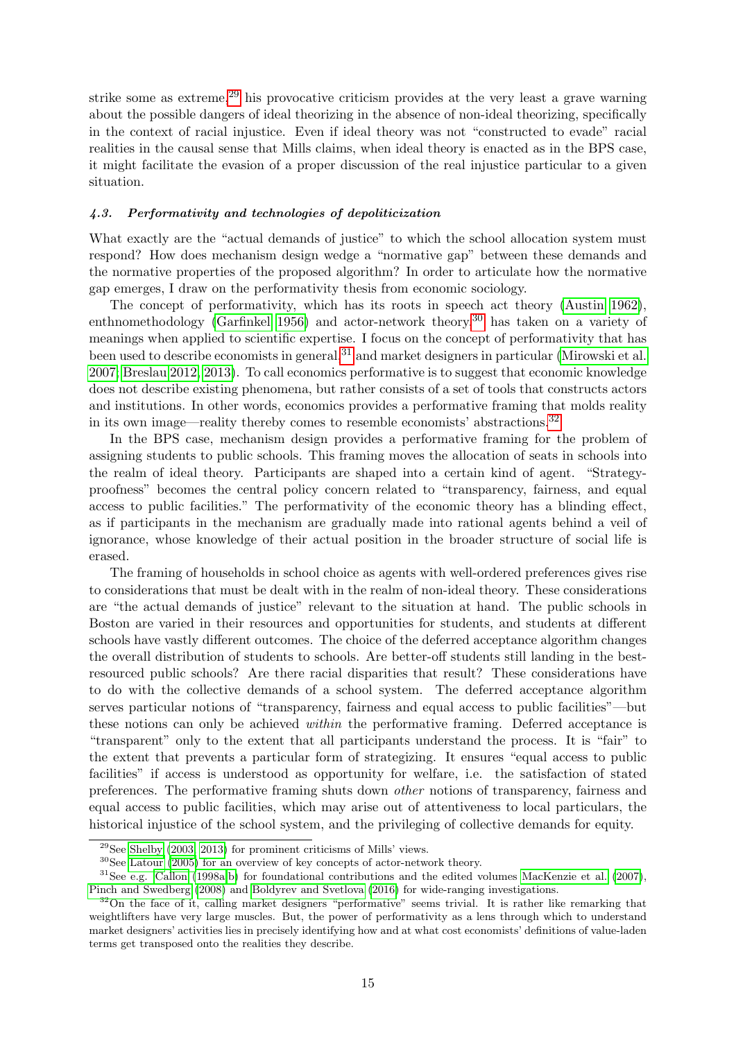strike some as extreme,[29] his provocative criticism provides at the very least a grave warning about the possible dangers of ideal theorizing in the absence of non-ideal theorizing, specifically in the context of racial injustice. Even if ideal theory was not "constructed to evade" racial realities in the causal sense that Mills claims, when ideal theory is enacted as in the BPS case, it might facilitate the evasion of a proper discussion of the real injustice particular to a given situation.

#### *4.3. Performativity and technologies of depoliticization*

What exactly are the "actual demands of justice" to which the school allocation system must respond? How does mechanism design wedge a "normative gap" between these demands and the normative properties of the proposed algorithm? In order to articulate how the normative gap emerges, I draw on the performativity thesis from economic sociology.

The concept of performativity, which has its roots in speech act theory (Austin 1962), enthnomethodology (Garfinkel 1956) and actor-network theory,[30] has taken on a variety of meanings when applied to scientific expertise. I focus on the concept of performativity that has been used to describe economists in general,[31] and market designers in particular (Mirowski et al. 2007; Breslau 2012, 2013). To call economics performative is to suggest that economic knowledge does not describe existing phenomena, but rather consists of a set of tools that constructs actors and institutions. In other words, economics provides a performative framing that molds reality in its own image—reality thereby comes to resemble economists' abstractions.[32]

In the BPS case, mechanism design provides a performative framing for the problem of assigning students to public schools. This framing moves the allocation of seats in schools into the realm of ideal theory. Participants are shaped into a certain kind of agent. "Strategy-proofness" becomes the central policy concern related to "transparency, fairness, and equal access to public facilities." The performativity of the economic theory has a blinding effect, as if participants in the mechanism are gradually made into rational agents behind a veil of ignorance, whose knowledge of their actual position in the broader structure of social life is erased.

The framing of households in school choice as agents with well-ordered preferences gives rise to considerations that must be dealt with in the realm of non-ideal theory. These considerations are "the actual demands of justice" relevant to the situation at hand. The public schools in Boston are varied in their resources and opportunities for students, and students at different schools have vastly different outcomes. The choice of the deferred acceptance algorithm changes the overall distribution of students to schools. Are better-off students still landing in the best-resourced public schools? Are there racial disparities that result? These considerations have to do with the collective demands of a school system. The deferred acceptance algorithm serves particular notions of "transparency, fairness and equal access to public facilities"—but these notions can only be achieved *within* the performative framing. Deferred acceptance is "transparent" only to the extent that all participants understand the process. It is "fair" to the extent that prevents a particular form of strategizing. It ensures "equal access to public facilities" if access is understood as opportunity for welfare, i.e. the satisfaction of stated preferences. The performative framing shuts down *other* notions of transparency, fairness and equal access to public facilities, which may arise out of attentiveness to local particulars, the historical injustice of the school system, and the privileging of collective demands for equity.

[29] See Shelby (2003, 2013) for prominent criticisms of Mills' views.

[30] See Latour (2005) for an overview of key concepts of actor-network theory.

[31] See e.g. Callon (1998a,b) for foundational contributions and the edited volumes MacKenzie et al. (2007), Pinch and Swedberg (2008) and Boldyrev and Svetlova (2016) for wide-ranging investigations.

[32] On the face of it, calling market designers "performative" seems trivial. It is rather like remarking that weightlifters have very large muscles. But, the power of performativity as a lens through which to understand market designers' activities lies in precisely identifying how and at what cost economists' definitions of value-laden terms get transposed onto the realities they describe.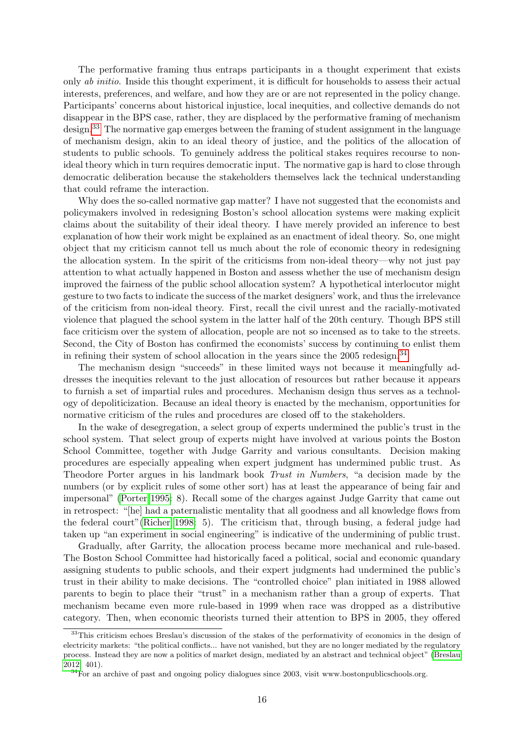The performative framing thus entraps participants in a thought experiment that exists only *ab initio*. Inside this thought experiment, it is difficult for households to assess their actual interests, preferences, and welfare, and how they are or are not represented in the policy change. Participants' concerns about historical injustice, local inequities, and collective demands do not disappear in the BPS case, rather, they are displaced by the performative framing of mechanism design.[33] The normative gap emerges between the framing of student assignment in the language of mechanism design, akin to an ideal theory of justice, and the politics of the allocation of students to public schools. To genuinely address the political stakes requires recourse to non-ideal theory which in turn requires democratic input. The normative gap is hard to close through democratic deliberation because the stakeholders themselves lack the technical understanding that could reframe the interaction.

Why does the so-called normative gap matter? I have not suggested that the economists and policymakers involved in redesigning Boston's school allocation systems were making explicit claims about the suitability of their ideal theory. I have merely provided an inference to best explanation of how their work might be explained as an enactment of ideal theory. So, one might object that my criticism cannot tell us much about the role of economic theory in redesigning the allocation system. In the spirit of the criticisms from non-ideal theory—why not just pay attention to what actually happened in Boston and assess whether the use of mechanism design improved the fairness of the public school allocation system? A hypothetical interlocutor might gesture to two facts to indicate the success of the market designers' work, and thus the irrelevance of the criticism from non-ideal theory. First, recall the civil unrest and the racially-motivated violence that plagued the school system in the latter half of the 20th century. Though BPS still face criticism over the system of allocation, people are not so incensed as to take to the streets. Second, the City of Boston has confirmed the economists' success by continuing to enlist them in refining their system of school allocation in the years since the 2005 redesign.[34]

The mechanism design "succeeds" in these limited ways not because it meaningfully addresses the inequities relevant to the just allocation of resources but rather because it appears to furnish a set of impartial rules and procedures. Mechanism design thus serves as a technology of depoliticization. Because an ideal theory is enacted by the mechanism, opportunities for normative criticism of the rules and procedures are closed off to the stakeholders.

In the wake of desegregation, a select group of experts undermined the public's trust in the school system. That select group of experts might have involved at various points the Boston School Committee, together with Judge Garrity and various consultants. Decision making procedures are especially appealing when expert judgment has undermined public trust. As Theodore Porter argues in his landmark book *Trust in Numbers*, "a decision made by the numbers (or by explicit rules of some other sort) has at least the appearance of being fair and impersonal" (Porter 1995: 8). Recall some of the charges against Judge Garrity that came out in retrospect: "[he] had a paternalistic mentality that all goodness and all knowledge flows from the federal court"(Richer 1998: 5). The criticism that, through busing, a federal judge had taken up "an experiment in social engineering" is indicative of the undermining of public trust.

Gradually, after Garrity, the allocation process became more mechanical and rule-based. The Boston School Committee had historically faced a political, social and economic quandary assigning students to public schools, and their expert judgments had undermined the public's trust in their ability to make decisions. The "controlled choice" plan initiated in 1988 allowed parents to begin to place their "trust" in a mechanism rather than a group of experts. That mechanism became even more rule-based in 1999 when race was dropped as a distributive category. Then, when economic theorists turned their attention to BPS in 2005, they offered

[33] This criticism echoes Breslau's discussion of the stakes of the performativity of economics in the design of electricity markets: "the political conflicts... have not vanished, but they are no longer mediated by the regulatory process. Instead they are now a politics of market design, mediated by an abstract and technical object" (Breslau 2012: 401).

[34] For an archive of past and ongoing policy dialogues since 2003, visit www.bostonpublicschools.org.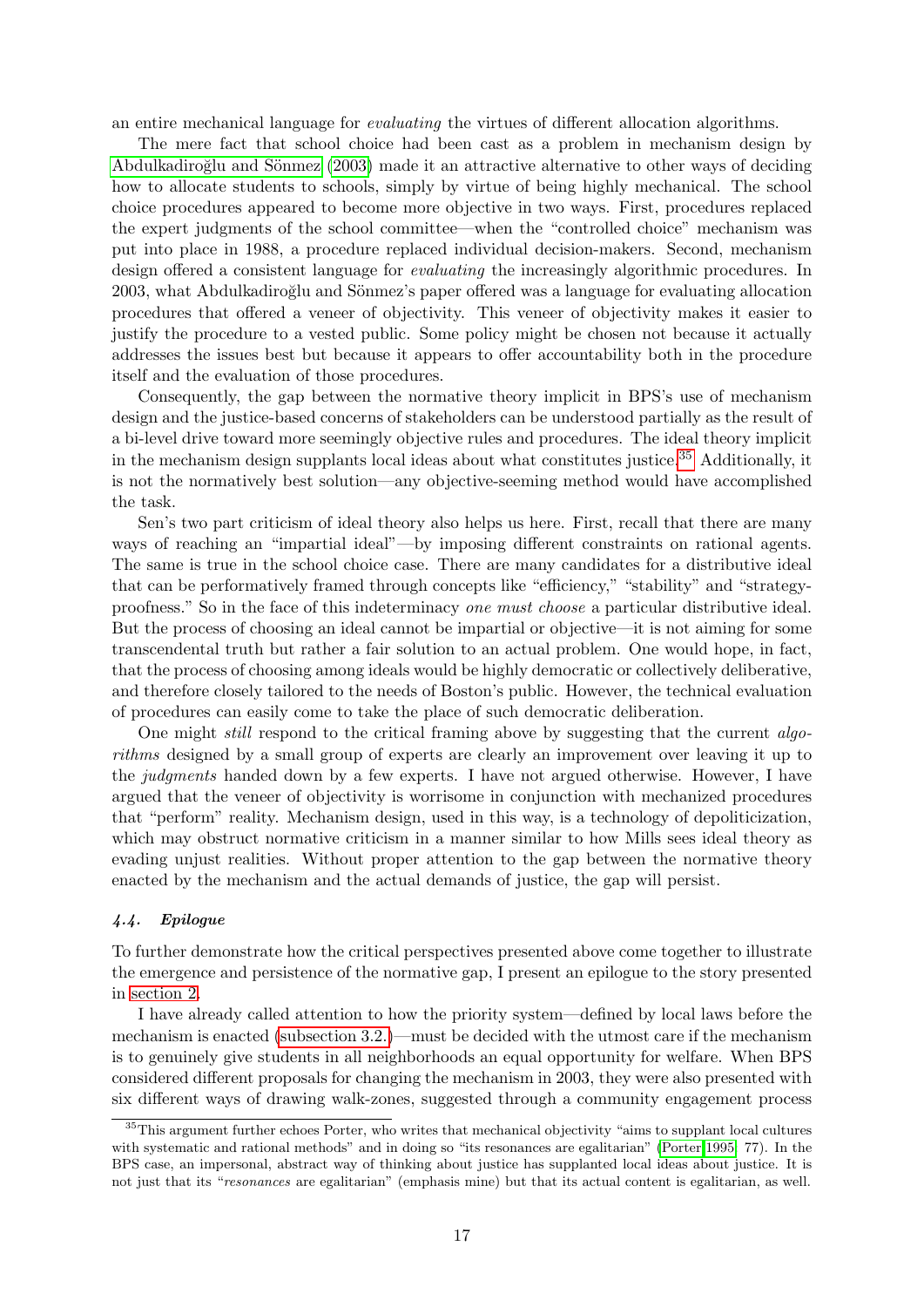an entire mechanical language for *evaluating* the virtues of different allocation algorithms.

The mere fact that school choice had been cast as a problem in mechanism design by Abdulkadiroğlu and Sönmez (2003) made it an attractive alternative to other ways of deciding how to allocate students to schools, simply by virtue of being highly mechanical. The school choice procedures appeared to become more objective in two ways. First, procedures replaced the expert judgments of the school committee—when the "controlled choice" mechanism was put into place in 1988, a procedure replaced individual decision-makers. Second, mechanism design offered a consistent language for *evaluating* the increasingly algorithmic procedures. In 2003, what Abdulkadiroğlu and Sönmez's paper offered was a language for evaluating allocation procedures that offered a veneer of objectivity. This veneer of objectivity makes it easier to justify the procedure to a vested public. Some policy might be chosen not because it actually addresses the issues best but because it appears to offer accountability both in the procedure itself and the evaluation of those procedures.

Consequently, the gap between the normative theory implicit in BPS's use of mechanism design and the justice-based concerns of stakeholders can be understood partially as the result of a bi-level drive toward more seemingly objective rules and procedures. The ideal theory implicit in the mechanism design supplants local ideas about what constitutes justice.[35] Additionally, it is not the normatively best solution—any objective-seeming method would have accomplished the task.

Sen's two part criticism of ideal theory also helps us here. First, recall that there are many ways of reaching an "impartial ideal"—by imposing different constraints on rational agents. The same is true in the school choice case. There are many candidates for a distributive ideal that can be performatively framed through concepts like "efficiency," "stability" and "strategy-proofness." So in the face of this indeterminacy *one must choose* a particular distributive ideal. But the process of choosing an ideal cannot be impartial or objective—it is not aiming for some transcendental truth but rather a fair solution to an actual problem. One would hope, in fact, that the process of choosing among ideals would be highly democratic or collectively deliberative, and therefore closely tailored to the needs of Boston's public. However, the technical evaluation of procedures can easily come to take the place of such democratic deliberation.

One might *still* respond to the critical framing above by suggesting that the current *algorithms* designed by a small group of experts are clearly an improvement over leaving it up to the *judgments* handed down by a few experts. I have not argued otherwise. However, I have argued that the veneer of objectivity is worrisome in conjunction with mechanized procedures that "perform" reality. Mechanism design, used in this way, is a technology of depoliticization, which may obstruct normative criticism in a manner similar to how Mills sees ideal theory as evading unjust realities. Without proper attention to the gap between the normative theory enacted by the mechanism and the actual demands of justice, the gap will persist.

#### *4.4. Epilogue*

To further demonstrate how the critical perspectives presented above come together to illustrate the emergence and persistence of the normative gap, I present an epilogue to the story presented in section 2.

I have already called attention to how the priority system—defined by local laws before the mechanism is enacted (subsection 3.2.)—must be decided with the utmost care if the mechanism is to genuinely give students in all neighborhoods an equal opportunity for welfare. When BPS considered different proposals for changing the mechanism in 2003, they were also presented with six different ways of drawing walk-zones, suggested through a community engagement process

[35] This argument further echoes Porter, who writes that mechanical objectivity "aims to supplant local cultures with systematic and rational methods" and in doing so "its resonances are egalitarian" (Porter 1995, 77). In the BPS case, an impersonal, abstract way of thinking about justice has supplanted local ideas about justice. It is not just that its "*resonances* are egalitarian" (emphasis mine) but that its actual content is egalitarian, as well.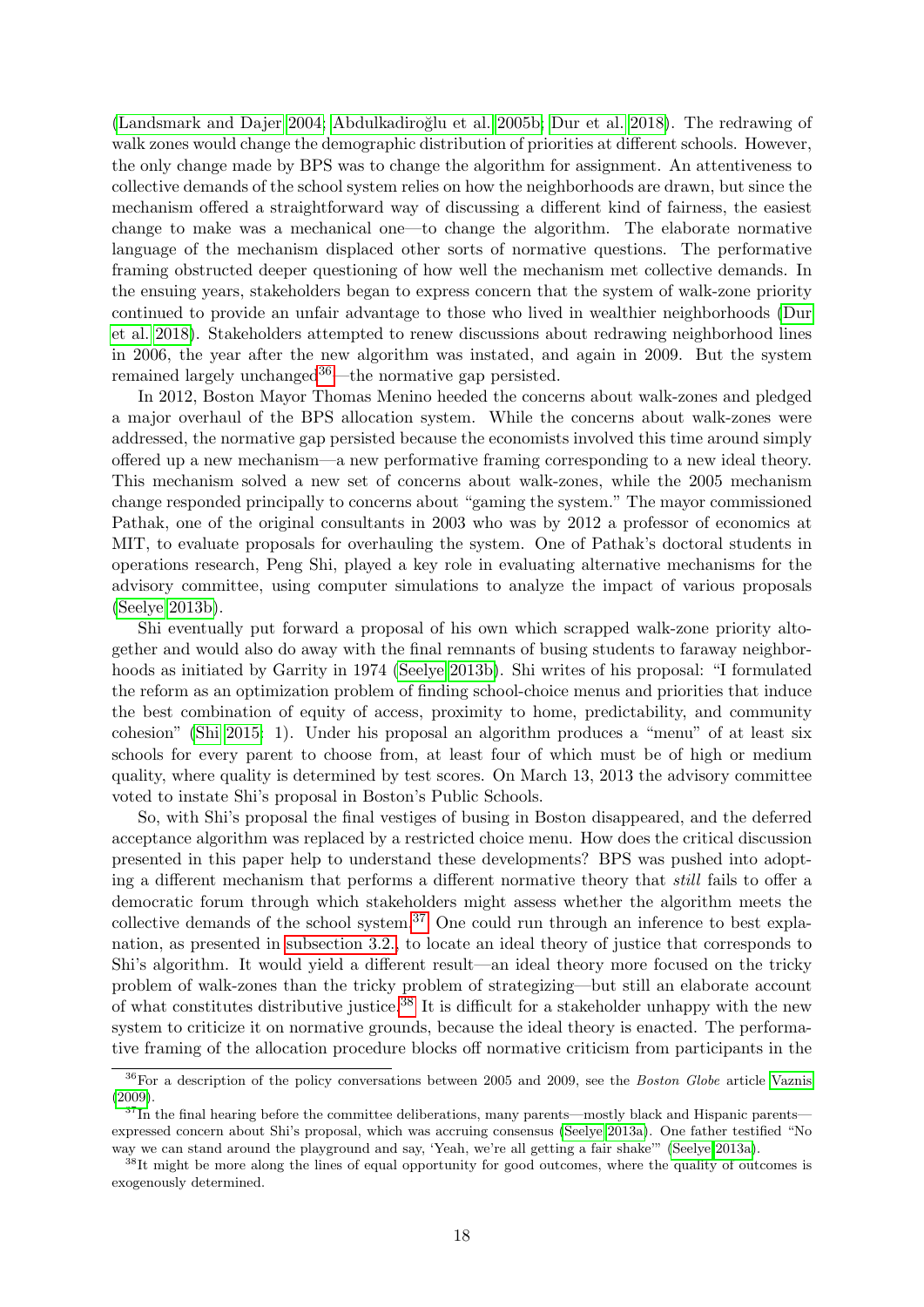(Landsmark and Dajer 2004; Abdulkadiroğlu et al. 2005b; Dur et al. 2018). The redrawing of walk zones would change the demographic distribution of priorities at different schools. However, the only change made by BPS was to change the algorithm for assignment. An attentiveness to collective demands of the school system relies on how the neighborhoods are drawn, but since the mechanism offered a straightforward way of discussing a different kind of fairness, the easiest change to make was a mechanical one—to change the algorithm. The elaborate normative language of the mechanism displaced other sorts of normative questions. The performative framing obstructed deeper questioning of how well the mechanism met collective demands. In the ensuing years, stakeholders began to express concern that the system of walk-zone priority continued to provide an unfair advantage to those who lived in wealthier neighborhoods (Dur et al. 2018). Stakeholders attempted to renew discussions about redrawing neighborhood lines in 2006, the year after the new algorithm was instated, and again in 2009. But the system remained largely unchanged[36]—the normative gap persisted.

In 2012, Boston Mayor Thomas Menino heeded the concerns about walk-zones and pledged a major overhaul of the BPS allocation system. While the concerns about walk-zones were addressed, the normative gap persisted because the economists involved this time around simply offered up a new mechanism—a new performative framing corresponding to a new ideal theory. This mechanism solved a new set of concerns about walk-zones, while the 2005 mechanism change responded principally to concerns about "gaming the system." The mayor commissioned Pathak, one of the original consultants in 2003 who was by 2012 a professor of economics at MIT, to evaluate proposals for overhauling the system. One of Pathak's doctoral students in operations research, Peng Shi, played a key role in evaluating alternative mechanisms for the advisory committee, using computer simulations to analyze the impact of various proposals (Seelye 2013b).

Shi eventually put forward a proposal of his own which scrapped walk-zone priority altogether and would also do away with the final remnants of busing students to faraway neighborhoods as initiated by Garrity in 1974 (Seelye 2013b). Shi writes of his proposal: "I formulated the reform as an optimization problem of finding school-choice menus and priorities that induce the best combination of equity of access, proximity to home, predictability, and community cohesion" (Shi 2015: 1). Under his proposal an algorithm produces a "menu" of at least six schools for every parent to choose from, at least four of which must be of high or medium quality, where quality is determined by test scores. On March 13, 2013 the advisory committee voted to instate Shi's proposal in Boston's Public Schools.

So, with Shi's proposal the final vestiges of busing in Boston disappeared, and the deferred acceptance algorithm was replaced by a restricted choice menu. How does the critical discussion presented in this paper help to understand these developments? BPS was pushed into adopting a different mechanism that performs a different normative theory that *still* fails to offer a democratic forum through which stakeholders might assess whether the algorithm meets the collective demands of the school system.[37] One could run through an inference to best explanation, as presented in subsection 3.2., to locate an ideal theory of justice that corresponds to Shi's algorithm. It would yield a different result—an ideal theory more focused on the tricky problem of walk-zones than the tricky problem of strategizing—but still an elaborate account of what constitutes distributive justice.[38] It is difficult for a stakeholder unhappy with the new system to criticize it on normative grounds, because the ideal theory is enacted. The performative framing of the allocation procedure blocks off normative criticism from participants in the

[36] For a description of the policy conversations between 2005 and 2009, see the *Boston Globe* article Vaznis (2009).

[37] In the final hearing before the committee deliberations, many parents—mostly black and Hispanic parents—expressed concern about Shi's proposal, which was accruing consensus (Seelye 2013a). One father testified "No way we can stand around the playground and say, 'Yeah, we're all getting a fair shake'" (Seelye 2013a).

[38] It might be more along the lines of equal opportunity for good outcomes, where the quality of outcomes is exogenously determined.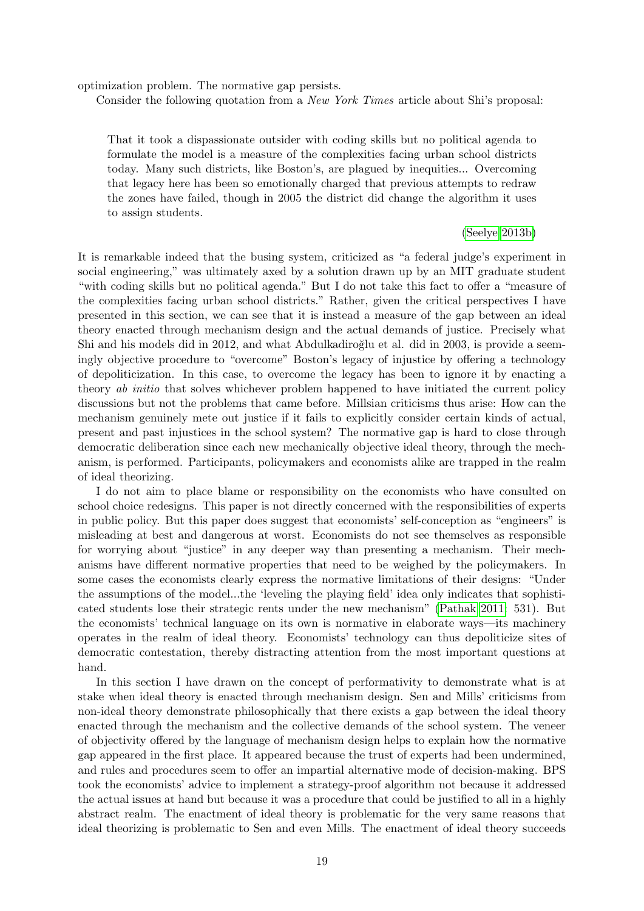optimization problem. The normative gap persists.

Consider the following quotation from a *New York Times* article about Shi's proposal:

> That it took a dispassionate outsider with coding skills but no political agenda to formulate the model is a measure of the complexities facing urban school districts today. Many such districts, like Boston's, are plagued by inequities... Overcoming that legacy here has been so emotionally charged that previous attempts to redraw the zones have failed, though in 2005 the district did change the algorithm it uses to assign students.
>
> (Seelye 2013b)

It is remarkable indeed that the busing system, criticized as "a federal judge's experiment in social engineering," was ultimately axed by a solution drawn up by an MIT graduate student "with coding skills but no political agenda." But I do not take this fact to offer a "measure of the complexities facing urban school districts." Rather, given the critical perspectives I have presented in this section, we can see that it is instead a measure of the gap between an ideal theory enacted through mechanism design and the actual demands of justice. Precisely what Shi and his models did in 2012, and what Abdulkadiroğlu et al. did in 2003, is provide a seemingly objective procedure to "overcome" Boston's legacy of injustice by offering a technology of depoliticization. In this case, to overcome the legacy has been to ignore it by enacting a theory *ab initio* that solves whichever problem happened to have initiated the current policy discussions but not the problems that came before. Millsian criticisms thus arise: How can the mechanism genuinely mete out justice if it fails to explicitly consider certain kinds of actual, present and past injustices in the school system? The normative gap is hard to close through democratic deliberation since each new mechanically objective ideal theory, through the mechanism, is performed. Participants, policymakers and economists alike are trapped in the realm of ideal theorizing.

I do not aim to place blame or responsibility on the economists who have consulted on school choice redesigns. This paper is not directly concerned with the responsibilities of experts in public policy. But this paper does suggest that economists' self-conception as "engineers" is misleading at best and dangerous at worst. Economists do not see themselves as responsible for worrying about "justice" in any deeper way than presenting a mechanism. Their mechanisms have different normative properties that need to be weighed by the policymakers. In some cases the economists clearly express the normative limitations of their designs: "Under the assumptions of the model...the 'leveling the playing field' idea only indicates that sophisticated students lose their strategic rents under the new mechanism" (Pathak 2011: 531). But the economists' technical language on its own is normative in elaborate ways—its machinery operates in the realm of ideal theory. Economists' technology can thus depoliticize sites of democratic contestation, thereby distracting attention from the most important questions at hand.

In this section I have drawn on the concept of performativity to demonstrate what is at stake when ideal theory is enacted through mechanism design. Sen and Mills' criticisms from non-ideal theory demonstrate philosophically that there exists a gap between the ideal theory enacted through the mechanism and the collective demands of the school system. The veneer of objectivity offered by the language of mechanism design helps to explain how the normative gap appeared in the first place. It appeared because the trust of experts had been undermined, and rules and procedures seem to offer an impartial alternative mode of decision-making. BPS took the economists' advice to implement a strategy-proof algorithm not because it addressed the actual issues at hand but because it was a procedure that could be justified to all in a highly abstract realm. The enactment of ideal theory is problematic for the very same reasons that ideal theorizing is problematic to Sen and even Mills. The enactment of ideal theory succeeds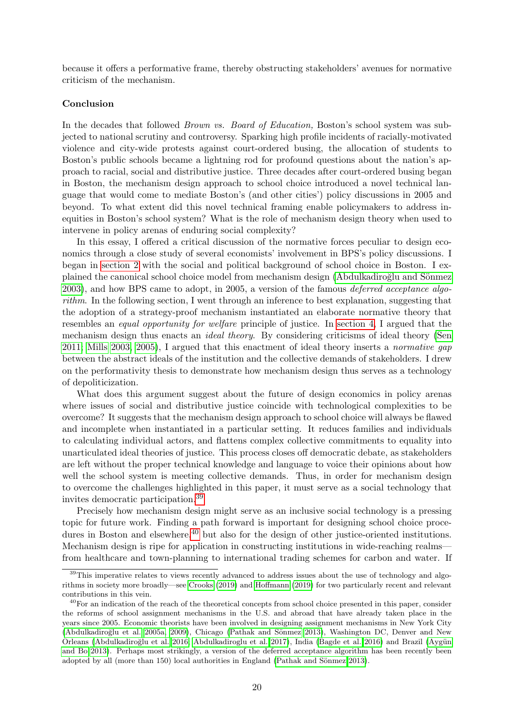because it offers a performative frame, thereby obstructing stakeholders' avenues for normative criticism of the mechanism.

**Conclusion**

In the decades that followed *Brown vs. Board of Education,* Boston's school system was subjected to national scrutiny and controversy. Sparking high profile incidents of racially-motivated violence and city-wide protests against court-ordered busing, the allocation of students to Boston's public schools became a lightning rod for profound questions about the nation's approach to racial, social and distributive justice. Three decades after court-ordered busing began in Boston, the mechanism design approach to school choice introduced a novel technical language that would come to mediate Boston's (and other cities') policy discussions in 2005 and beyond. To what extent did this novel technical framing enable policymakers to address inequities in Boston's school system? What is the role of mechanism design theory when used to intervene in policy arenas of enduring social complexity?

In this essay, I offered a critical discussion of the normative forces peculiar to design economics through a close study of several economists' involvement in BPS's policy discussions. I began in section 2 with the social and political background of school choice in Boston. I explained the canonical school choice model from mechanism design (Abdulkadiroğlu and Sönmez 2003), and how BPS came to adopt, in 2005, a version of the famous *deferred acceptance algorithm*. In the following section, I went through an inference to best explanation, suggesting that the adoption of a strategy-proof mechanism instantiated an elaborate normative theory that resembles an *equal opportunity for welfare* principle of justice. In section 4, I argued that the mechanism design thus enacts an *ideal theory*. By considering criticisms of ideal theory (Sen 2011; Mills 2003, 2005), I argued that this enactment of ideal theory inserts a *normative gap* between the abstract ideals of the institution and the collective demands of stakeholders. I drew on the performativity thesis to demonstrate how mechanism design thus serves as a technology of depoliticization.

What does this argument suggest about the future of design economics in policy arenas where issues of social and distributive justice coincide with technological complexities to be overcome? It suggests that the mechanism design approach to school choice will always be flawed and incomplete when instantiated in a particular setting. It reduces families and individuals to calculating individual actors, and flattens complex collective commitments to equality into unarticulated ideal theories of justice. This process closes off democratic debate, as stakeholders are left without the proper technical knowledge and language to voice their opinions about how well the school system is meeting collective demands. Thus, in order for mechanism design to overcome the challenges highlighted in this paper, it must serve as a social technology that invites democratic participation.[39]

Precisely how mechanism design might serve as an inclusive social technology is a pressing topic for future work. Finding a path forward is important for designing school choice procedures in Boston and elsewhere,[40] but also for the design of other justice-oriented institutions. Mechanism design is ripe for application in constructing institutions in wide-reaching realms—from healthcare and town-planning to international trading schemes for carbon and water. If

[39]This imperative relates to views recently advanced to address issues about the use of technology and algorithms in society more broadly—see Crooks (2019) and Hoffmann (2019) for two particularly recent and relevant contributions in this vein.

[40]For an indication of the reach of the theoretical concepts from school choice presented in this paper, consider the reforms of school assignment mechanisms in the U.S. and abroad that have already taken place in the years since 2005. Economic theorists have been involved in designing assignment mechanisms in New York City (Abdulkadiroğlu et al. 2005a, 2009), Chicago (Pathak and Sönmez 2013), Washington DC, Denver and New Orleans (Abdulkadiroğlu et al. 2016; Abdulkadiroglu et al. 2017), India (Bagde et al. 2016) and Brazil (Aygün and Bo 2013). Perhaps most strikingly, a version of the deferred acceptance algorithm has been recently been adopted by all (more than 150) local authorities in England (Pathak and Sönmez 2013).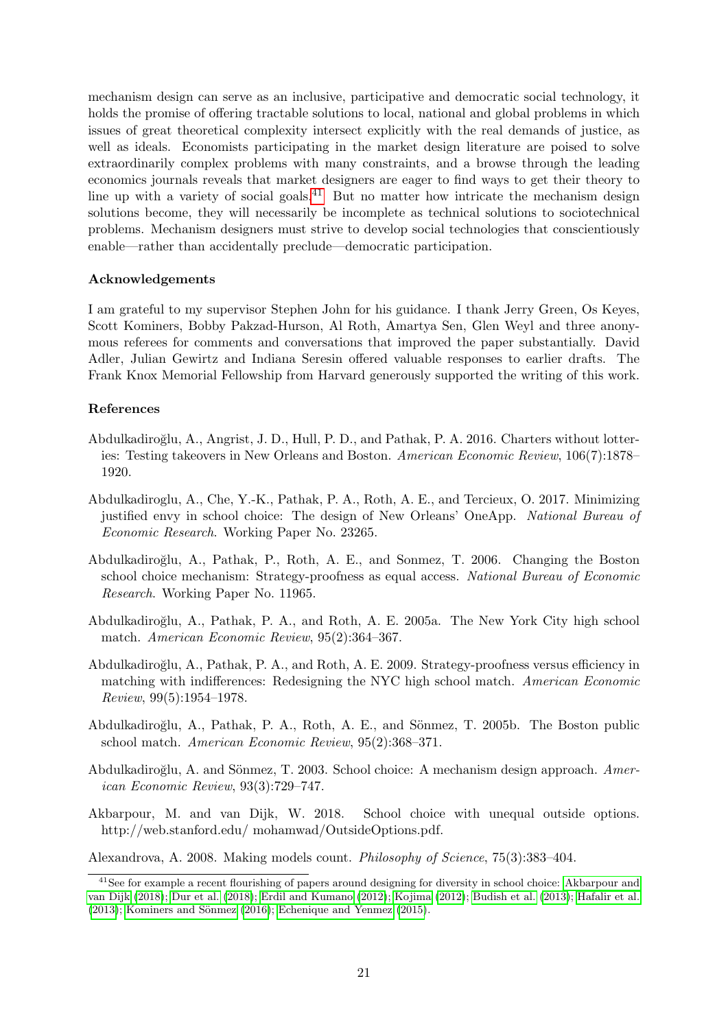mechanism design can serve as an inclusive, participative and democratic social technology, it holds the promise of offering tractable solutions to local, national and global problems in which issues of great theoretical complexity intersect explicitly with the real demands of justice, as well as ideals. Economists participating in the market design literature are poised to solve extraordinarily complex problems with many constraints, and a browse through the leading economics journals reveals that market designers are eager to find ways to get their theory to line up with a variety of social goals.[41] But no matter how intricate the mechanism design solutions become, they will necessarily be incomplete as technical solutions to sociotechnical problems. Mechanism designers must strive to develop social technologies that conscientiously enable—rather than accidentally preclude—democratic participation.

### Acknowledgements

I am grateful to my supervisor Stephen John for his guidance. I thank Jerry Green, Os Keyes, Scott Kominers, Bobby Pakzad-Hurson, Al Roth, Amartya Sen, Glen Weyl and three anonymous referees for comments and conversations that improved the paper substantially. David Adler, Julian Gewirtz and Indiana Seresin offered valuable responses to earlier drafts. The Frank Knox Memorial Fellowship from Harvard generously supported the writing of this work.

### References

Abdulkadiroğlu, A., Angrist, J. D., Hull, P. D., and Pathak, P. A. 2016. Charters without lotteries: Testing takeovers in New Orleans and Boston. *American Economic Review*, 106(7):1878–1920.

Abdulkadiroglu, A., Che, Y.-K., Pathak, P. A., Roth, A. E., and Tercieux, O. 2017. Minimizing justified envy in school choice: The design of New Orleans' OneApp. *National Bureau of Economic Research*. Working Paper No. 23265.

Abdulkadiroğlu, A., Pathak, P., Roth, A. E., and Sonmez, T. 2006. Changing the Boston school choice mechanism: Strategy-proofness as equal access. *National Bureau of Economic Research*. Working Paper No. 11965.

Abdulkadiroğlu, A., Pathak, P. A., and Roth, A. E. 2005a. The New York City high school match. *American Economic Review*, 95(2):364–367.

Abdulkadiroğlu, A., Pathak, P. A., and Roth, A. E. 2009. Strategy-proofness versus efficiency in matching with indifferences: Redesigning the NYC high school match. *American Economic Review*, 99(5):1954–1978.

Abdulkadiroğlu, A., Pathak, P. A., Roth, A. E., and Sönmez, T. 2005b. The Boston public school match. *American Economic Review*, 95(2):368–371.

Abdulkadiroğlu, A. and Sönmez, T. 2003. School choice: A mechanism design approach. *American Economic Review*, 93(3):729–747.

Akbarpour, M. and van Dijk, W. 2018. School choice with unequal outside options. http://web.stanford.edu/ mohamwad/OutsideOptions.pdf.

Alexandrova, A. 2008. Making models count. *Philosophy of Science*, 75(3):383–404.

[41] See for example a recent flourishing of papers around designing for diversity in school choice: Akbarpour and van Dijk (2018); Dur et al. (2018); Erdil and Kumano (2012); Kojima (2012); Budish et al. (2013); Hafalir et al. (2013); Kominers and Sönmez (2016); Echenique and Yenmez (2015).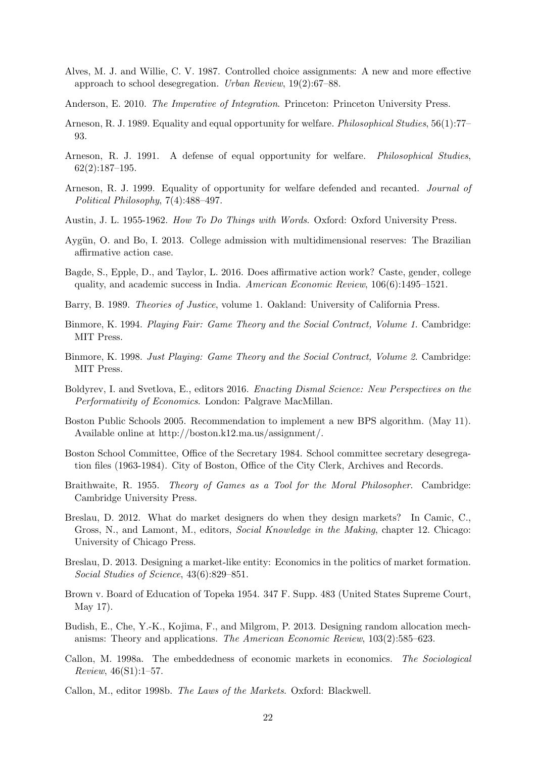Alves, M. J. and Willie, C. V. 1987. Controlled choice assignments: A new and more effective approach to school desegregation. *Urban Review*, 19(2):67–88.

Anderson, E. 2010. *The Imperative of Integration*. Princeton: Princeton University Press.

Arneson, R. J. 1989. Equality and equal opportunity for welfare. *Philosophical Studies*, 56(1):77–93.

Arneson, R. J. 1991. A defense of equal opportunity for welfare. *Philosophical Studies*, 62(2):187–195.

Arneson, R. J. 1999. Equality of opportunity for welfare defended and recanted. *Journal of Political Philosophy*, 7(4):488–497.

Austin, J. L. 1955-1962. *How To Do Things with Words*. Oxford: Oxford University Press.

Aygün, O. and Bo, I. 2013. College admission with multidimensional reserves: The Brazilian affirmative action case.

Bagde, S., Epple, D., and Taylor, L. 2016. Does affirmative action work? Caste, gender, college quality, and academic success in India. *American Economic Review*, 106(6):1495–1521.

Barry, B. 1989. *Theories of Justice*, volume 1. Oakland: University of California Press.

Binmore, K. 1994. *Playing Fair: Game Theory and the Social Contract, Volume 1*. Cambridge: MIT Press.

Binmore, K. 1998. *Just Playing: Game Theory and the Social Contract, Volume 2*. Cambridge: MIT Press.

Boldyrev, I. and Svetlova, E., editors 2016. *Enacting Dismal Science: New Perspectives on the Performativity of Economics*. London: Palgrave MacMillan.

Boston Public Schools 2005. Recommendation to implement a new BPS algorithm. (May 11). Available online at http://boston.k12.ma.us/assignment/.

Boston School Committee, Office of the Secretary 1984. School committee secretary desegregation files (1963-1984). City of Boston, Office of the City Clerk, Archives and Records.

Braithwaite, R. 1955. *Theory of Games as a Tool for the Moral Philosopher*. Cambridge: Cambridge University Press.

Breslau, D. 2012. What do market designers do when they design markets? In Camic, C., Gross, N., and Lamont, M., editors, *Social Knowledge in the Making*, chapter 12. Chicago: University of Chicago Press.

Breslau, D. 2013. Designing a market-like entity: Economics in the politics of market formation. *Social Studies of Science*, 43(6):829–851.

Brown v. Board of Education of Topeka 1954. 347 F. Supp. 483 (United States Supreme Court, May 17).

Budish, E., Che, Y.-K., Kojima, F., and Milgrom, P. 2013. Designing random allocation mechanisms: Theory and applications. *The American Economic Review*, 103(2):585–623.

Callon, M. 1998a. The embeddedness of economic markets in economics. *The Sociological Review*, 46(S1):1–57.

Callon, M., editor 1998b. *The Laws of the Markets*. Oxford: Blackwell.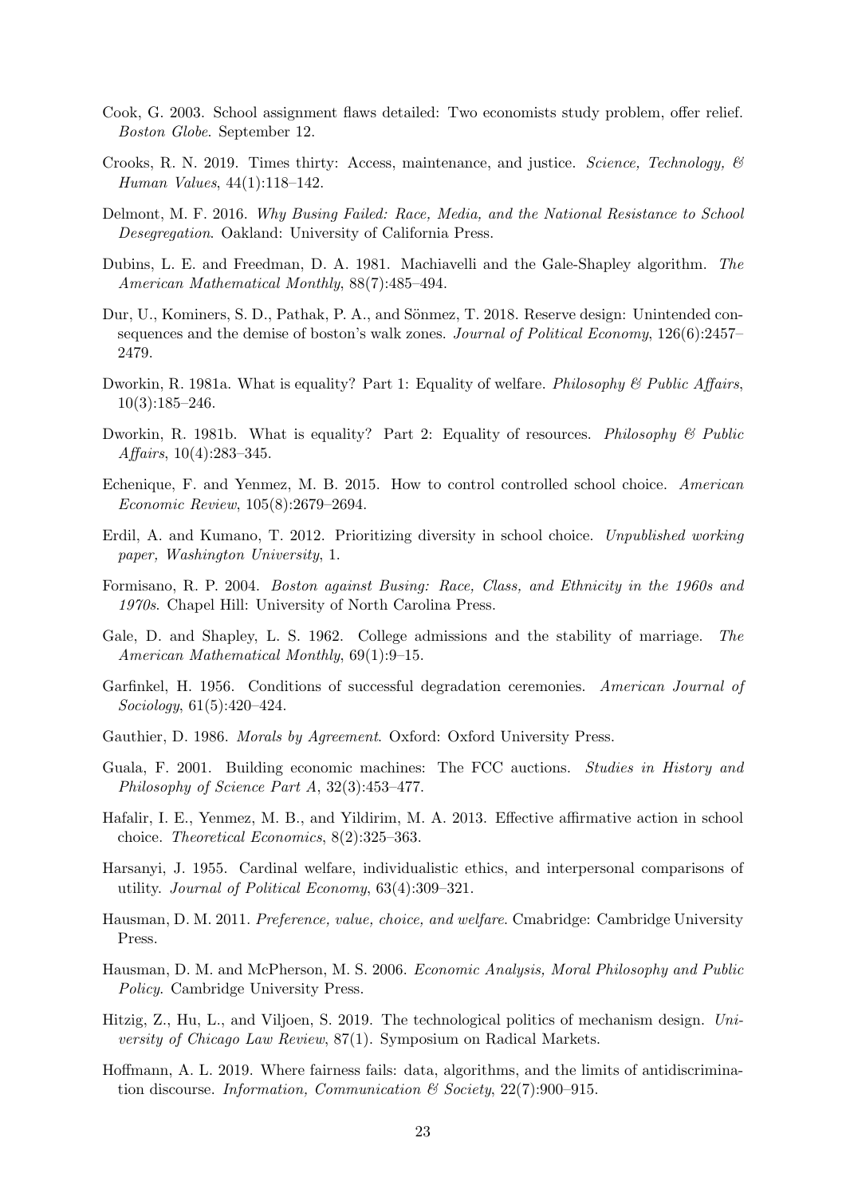Cook, G. 2003. School assignment flaws detailed: Two economists study problem, offer relief. *Boston Globe*. September 12.

Crooks, R. N. 2019. Times thirty: Access, maintenance, and justice. *Science, Technology, & Human Values*, 44(1):118–142.

Delmont, M. F. 2016. *Why Busing Failed: Race, Media, and the National Resistance to School Desegregation*. Oakland: University of California Press.

Dubins, L. E. and Freedman, D. A. 1981. Machiavelli and the Gale-Shapley algorithm. *The American Mathematical Monthly*, 88(7):485–494.

Dur, U., Kominers, S. D., Pathak, P. A., and Sönmez, T. 2018. Reserve design: Unintended consequences and the demise of boston's walk zones. *Journal of Political Economy*, 126(6):2457–2479.

Dworkin, R. 1981a. What is equality? Part 1: Equality of welfare. *Philosophy & Public Affairs*, 10(3):185–246.

Dworkin, R. 1981b. What is equality? Part 2: Equality of resources. *Philosophy & Public Affairs*, 10(4):283–345.

Echenique, F. and Yenmez, M. B. 2015. How to control controlled school choice. *American Economic Review*, 105(8):2679–2694.

Erdil, A. and Kumano, T. 2012. Prioritizing diversity in school choice. *Unpublished working paper, Washington University*, 1.

Formisano, R. P. 2004. *Boston against Busing: Race, Class, and Ethnicity in the 1960s and 1970s*. Chapel Hill: University of North Carolina Press.

Gale, D. and Shapley, L. S. 1962. College admissions and the stability of marriage. *The American Mathematical Monthly*, 69(1):9–15.

Garfinkel, H. 1956. Conditions of successful degradation ceremonies. *American Journal of Sociology*, 61(5):420–424.

Gauthier, D. 1986. *Morals by Agreement*. Oxford: Oxford University Press.

Guala, F. 2001. Building economic machines: The FCC auctions. *Studies in History and Philosophy of Science Part A*, 32(3):453–477.

Hafalir, I. E., Yenmez, M. B., and Yildirim, M. A. 2013. Effective affirmative action in school choice. *Theoretical Economics*, 8(2):325–363.

Harsanyi, J. 1955. Cardinal welfare, individualistic ethics, and interpersonal comparisons of utility. *Journal of Political Economy*, 63(4):309–321.

Hausman, D. M. 2011. *Preference, value, choice, and welfare*. Cmabridge: Cambridge University Press.

Hausman, D. M. and McPherson, M. S. 2006. *Economic Analysis, Moral Philosophy and Public Policy*. Cambridge University Press.

Hitzig, Z., Hu, L., and Viljoen, S. 2019. The technological politics of mechanism design. *University of Chicago Law Review*, 87(1). Symposium on Radical Markets.

Hoffmann, A. L. 2019. Where fairness fails: data, algorithms, and the limits of antidiscrimination discourse. *Information, Communication & Society*, 22(7):900–915.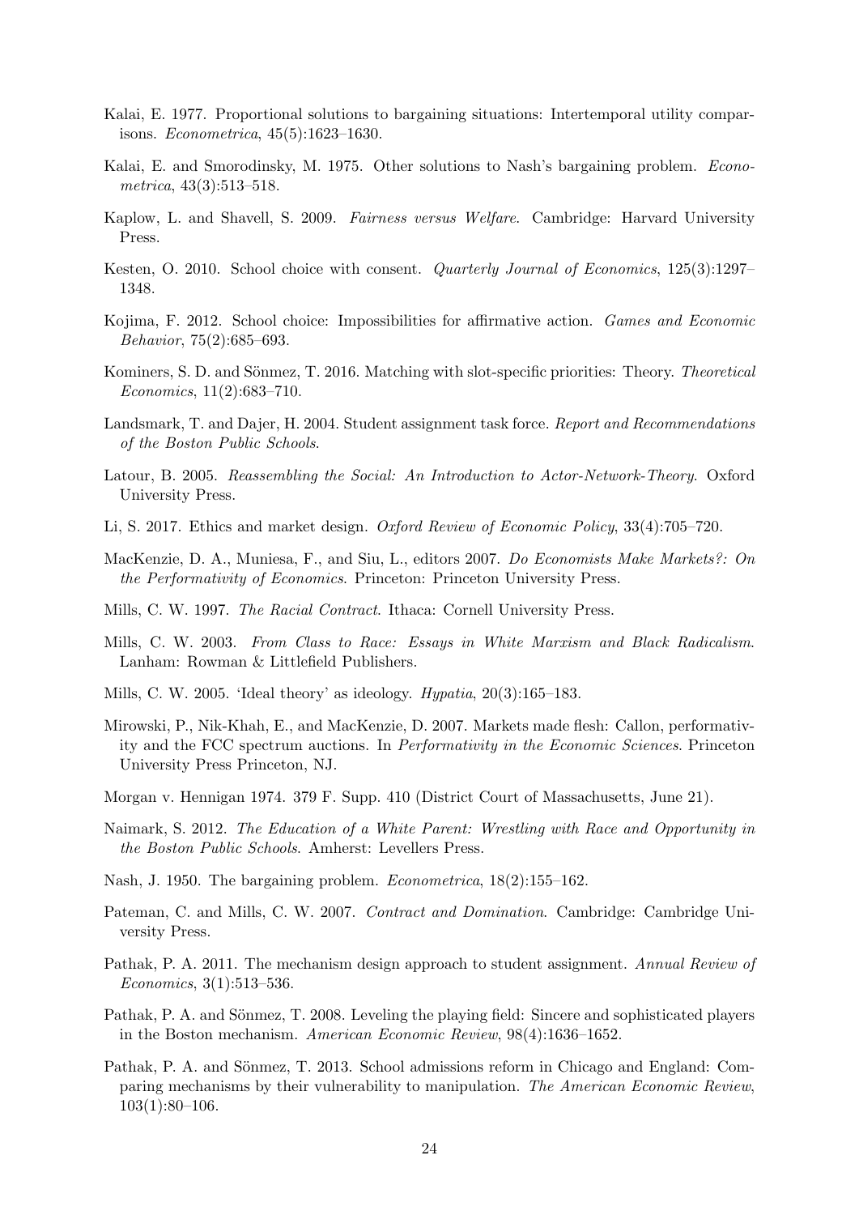Kalai, E. 1977. Proportional solutions to bargaining situations: Intertemporal utility comparisons. *Econometrica*, 45(5):1623–1630.

Kalai, E. and Smorodinsky, M. 1975. Other solutions to Nash's bargaining problem. *Econometrica*, 43(3):513–518.

Kaplow, L. and Shavell, S. 2009. *Fairness versus Welfare*. Cambridge: Harvard University Press.

Kesten, O. 2010. School choice with consent. *Quarterly Journal of Economics*, 125(3):1297–1348.

Kojima, F. 2012. School choice: Impossibilities for affirmative action. *Games and Economic Behavior*, 75(2):685–693.

Kominers, S. D. and Sönmez, T. 2016. Matching with slot-specific priorities: Theory. *Theoretical Economics*, 11(2):683–710.

Landsmark, T. and Dajer, H. 2004. Student assignment task force. *Report and Recommendations of the Boston Public Schools*.

Latour, B. 2005. *Reassembling the Social: An Introduction to Actor-Network-Theory*. Oxford University Press.

Li, S. 2017. Ethics and market design. *Oxford Review of Economic Policy*, 33(4):705–720.

MacKenzie, D. A., Muniesa, F., and Siu, L., editors 2007. *Do Economists Make Markets?: On the Performativity of Economics*. Princeton: Princeton University Press.

Mills, C. W. 1997. *The Racial Contract*. Ithaca: Cornell University Press.

Mills, C. W. 2003. *From Class to Race: Essays in White Marxism and Black Radicalism*. Lanham: Rowman & Littlefield Publishers.

Mills, C. W. 2005. 'Ideal theory' as ideology. *Hypatia*, 20(3):165–183.

Mirowski, P., Nik-Khah, E., and MacKenzie, D. 2007. Markets made flesh: Callon, performativity and the FCC spectrum auctions. In *Performativity in the Economic Sciences*. Princeton University Press Princeton, NJ.

Morgan v. Hennigan 1974. 379 F. Supp. 410 (District Court of Massachusetts, June 21).

Naimark, S. 2012. *The Education of a White Parent: Wrestling with Race and Opportunity in the Boston Public Schools*. Amherst: Levellers Press.

Nash, J. 1950. The bargaining problem. *Econometrica*, 18(2):155–162.

Pateman, C. and Mills, C. W. 2007. *Contract and Domination*. Cambridge: Cambridge University Press.

Pathak, P. A. 2011. The mechanism design approach to student assignment. *Annual Review of Economics*, 3(1):513–536.

Pathak, P. A. and Sönmez, T. 2008. Leveling the playing field: Sincere and sophisticated players in the Boston mechanism. *American Economic Review*, 98(4):1636–1652.

Pathak, P. A. and Sönmez, T. 2013. School admissions reform in Chicago and England: Comparing mechanisms by their vulnerability to manipulation. *The American Economic Review*, 103(1):80–106.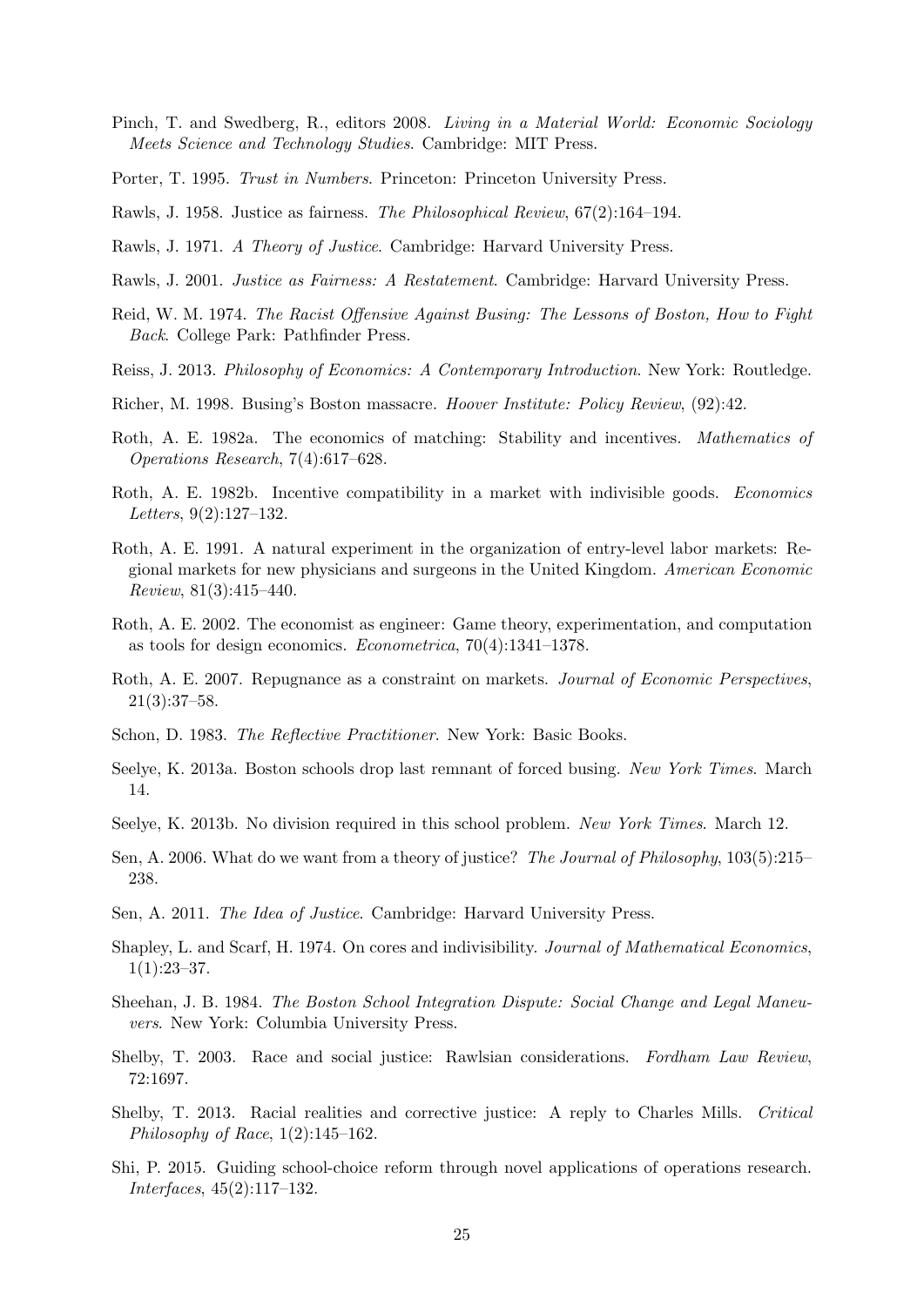Pinch, T. and Swedberg, R., editors 2008. *Living in a Material World: Economic Sociology Meets Science and Technology Studies*. Cambridge: MIT Press.

Porter, T. 1995. *Trust in Numbers*. Princeton: Princeton University Press.

Rawls, J. 1958. Justice as fairness. *The Philosophical Review*, 67(2):164–194.

Rawls, J. 1971. *A Theory of Justice*. Cambridge: Harvard University Press.

Rawls, J. 2001. *Justice as Fairness: A Restatement*. Cambridge: Harvard University Press.

Reid, W. M. 1974. *The Racist Offensive Against Busing: The Lessons of Boston, How to Fight Back*. College Park: Pathfinder Press.

Reiss, J. 2013. *Philosophy of Economics: A Contemporary Introduction*. New York: Routledge.

Richer, M. 1998. Busing's Boston massacre. *Hoover Institute: Policy Review*, (92):42.

Roth, A. E. 1982a. The economics of matching: Stability and incentives. *Mathematics of Operations Research*, 7(4):617–628.

Roth, A. E. 1982b. Incentive compatibility in a market with indivisible goods. *Economics Letters*, 9(2):127–132.

Roth, A. E. 1991. A natural experiment in the organization of entry-level labor markets: Regional markets for new physicians and surgeons in the United Kingdom. *American Economic Review*, 81(3):415–440.

Roth, A. E. 2002. The economist as engineer: Game theory, experimentation, and computation as tools for design economics. *Econometrica*, 70(4):1341–1378.

Roth, A. E. 2007. Repugnance as a constraint on markets. *Journal of Economic Perspectives*, 21(3):37–58.

Schon, D. 1983. *The Reflective Practitioner*. New York: Basic Books.

Seelye, K. 2013a. Boston schools drop last remnant of forced busing. *New York Times*. March 14.

Seelye, K. 2013b. No division required in this school problem. *New York Times*. March 12.

Sen, A. 2006. What do we want from a theory of justice? *The Journal of Philosophy*, 103(5):215–238.

Sen, A. 2011. *The Idea of Justice*. Cambridge: Harvard University Press.

Shapley, L. and Scarf, H. 1974. On cores and indivisibility. *Journal of Mathematical Economics*, 1(1):23–37.

Sheehan, J. B. 1984. *The Boston School Integration Dispute: Social Change and Legal Maneuvers*. New York: Columbia University Press.

Shelby, T. 2003. Race and social justice: Rawlsian considerations. *Fordham Law Review*, 72:1697.

Shelby, T. 2013. Racial realities and corrective justice: A reply to Charles Mills. *Critical Philosophy of Race*, 1(2):145–162.

Shi, P. 2015. Guiding school-choice reform through novel applications of operations research. *Interfaces*, 45(2):117–132.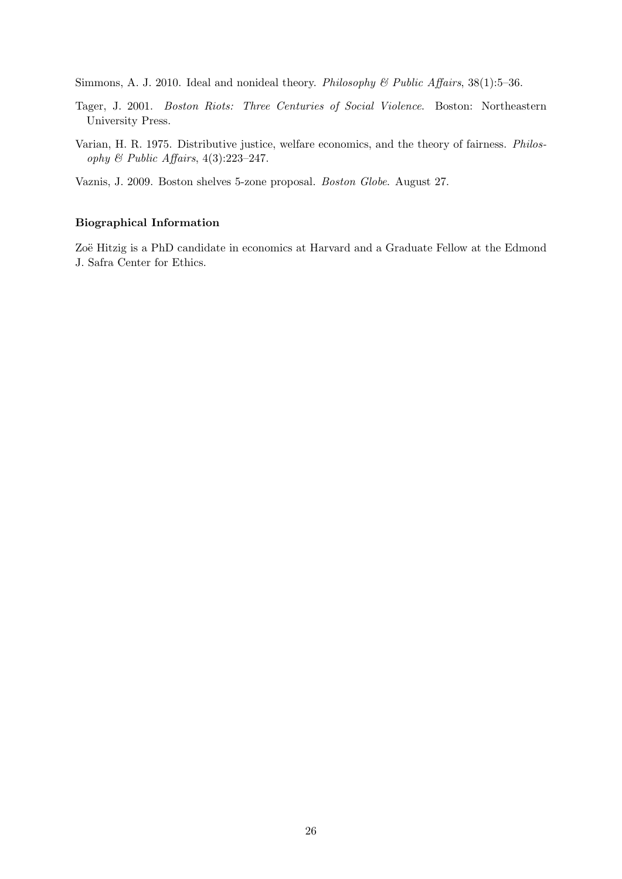Simmons, A. J. 2010. Ideal and nonideal theory. *Philosophy & Public Affairs*, 38(1):5–36.

Tager, J. 2001. *Boston Riots: Three Centuries of Social Violence*. Boston: Northeastern University Press.

Varian, H. R. 1975. Distributive justice, welfare economics, and the theory of fairness. *Philosophy & Public Affairs*, 4(3):223–247.

Vaznis, J. 2009. Boston shelves 5-zone proposal. *Boston Globe*. August 27.

### Biographical Information

Zoë Hitzig is a PhD candidate in economics at Harvard and a Graduate Fellow at the Edmond J. Safra Center for Ethics.